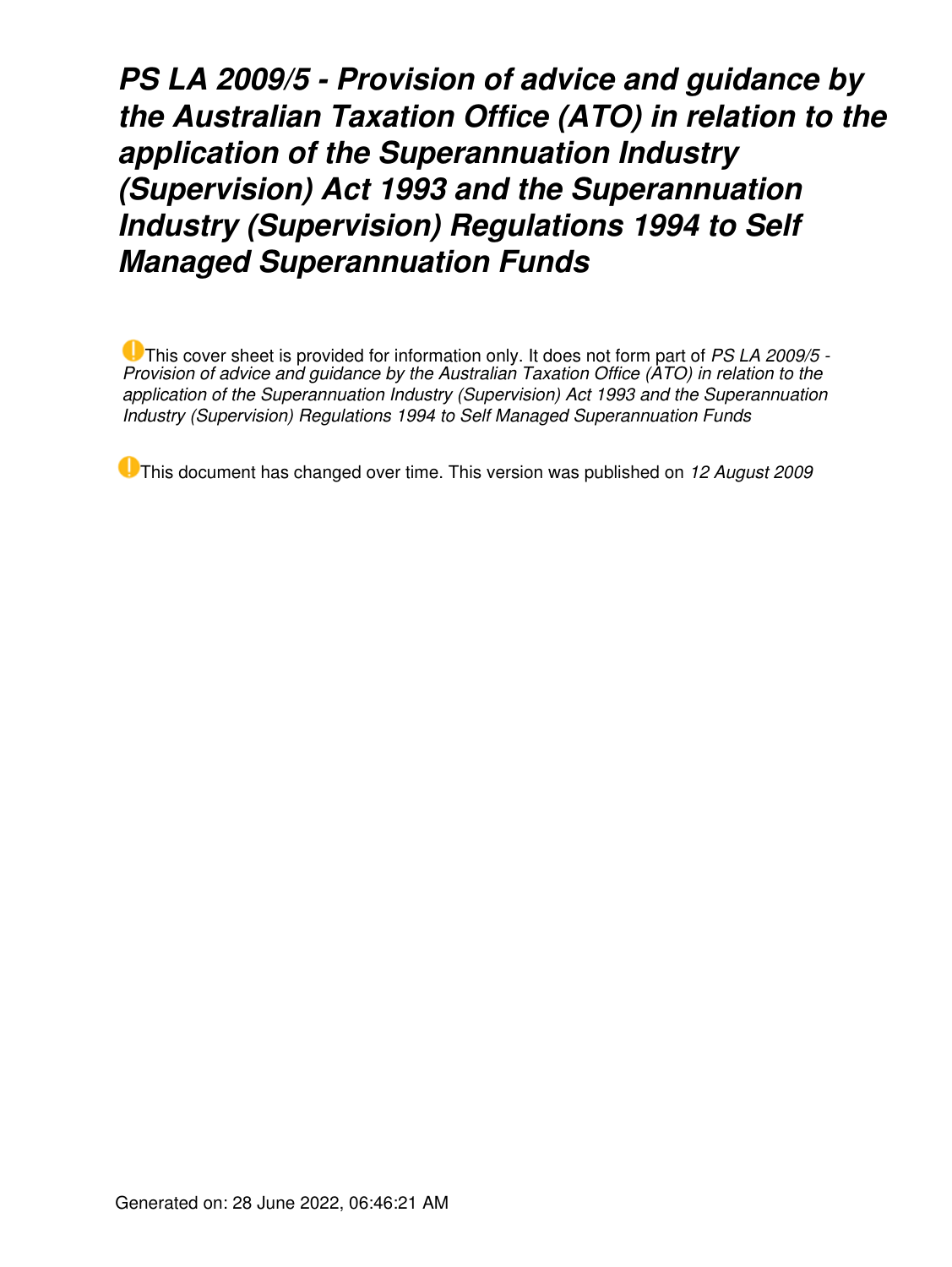# *PS LA 2009/5 - Provision of advice and guidance by the Australian Taxation Office (ATO) in relation to the application of the Superannuation Industry (Supervision) Act 1993 and the Superannuation Industry (Supervision) Regulations 1994 to Self Managed Superannuation Funds*

This cover sheet is provided for information only. It does not form part of *PS LA 2009/5 - Provision of advice and guidance by the Australian Taxation Office (ATO) in relation to the application of the Superannuation Industry (Supervision) Act 1993 and the Superannuation Industry (Supervision) Regulations 1994 to Self Managed Superannuation Funds*

This document has changed over time. This version was published on *12 August 2009*

Generated on: 28 June 2022, 06:46:21 AM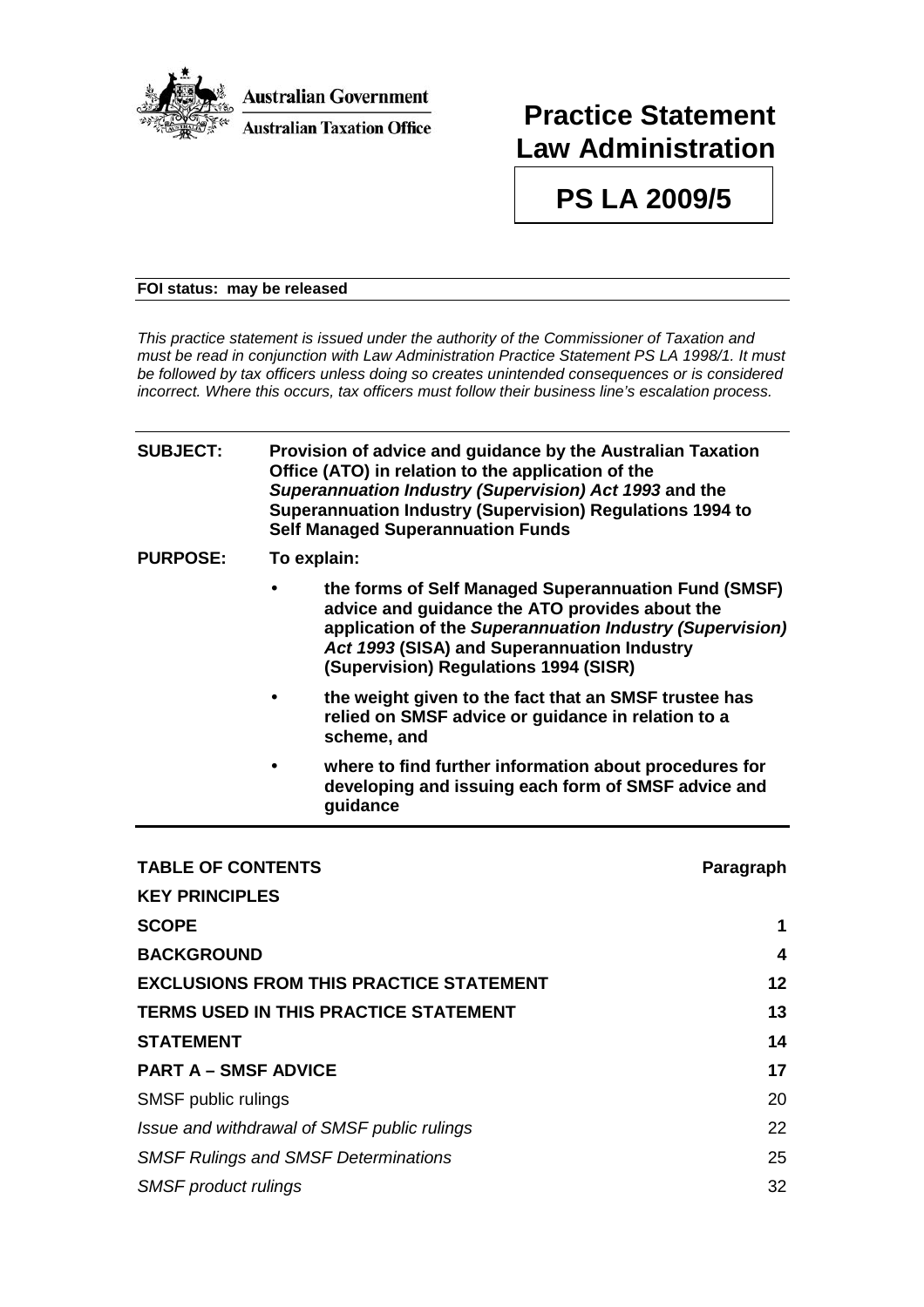**Australian Government**

**Australian Taxation Office**

# Practice Statement Law Administration

# PS LA 2009/5

**FOI status: may be released**

*This practice statement is issued under the authority of the Commissioner of Taxation and must be read in conjunction with Law Administration Practice Statement PS LA 1998/1. It must be followed by tax officers unless doing so creates unintended consequences or is considered incorrect. Where this occurs, tax officers must follow their business line's escalation process.*

**SUBJECT:** **Provision of advice and guidance by the Australian Taxation Office (ATO) in relation to the application of the *Superannuation Industry (Supervision) Act 1993* and the Superannuation Industry (Supervision) Regulations 1994 to Self Managed Superannuation Funds**

**PURPOSE:** **To explain:**

- **the forms of Self Managed Superannuation Fund (SMSF) advice and guidance the ATO provides about the application of the *Superannuation Industry (Supervision) Act 1993* (SISA) and Superannuation Industry (Supervision) Regulations 1994 (SISR)**
- **the weight given to the fact that an SMSF trustee has relied on SMSF advice or guidance in relation to a scheme, and**
- **where to find further information about procedures for developing and issuing each form of SMSF advice and guidance**

| **TABLE OF CONTENTS** | **Paragraph** |
|---|---|
| **KEY PRINCIPLES** | |
| **SCOPE** | 1 |
| **BACKGROUND** | 4 |
| **EXCLUSIONS FROM THIS PRACTICE STATEMENT** | 12 |
| **TERMS USED IN THIS PRACTICE STATEMENT** | 13 |
| **STATEMENT** | 14 |
| **PART A – SMSF ADVICE** | 17 |
| SMSF public rulings | 20 |
| *Issue and withdrawal of SMSF public rulings* | 22 |
| *SMSF Rulings and SMSF Determinations* | 25 |
| *SMSF product rulings* | 32 |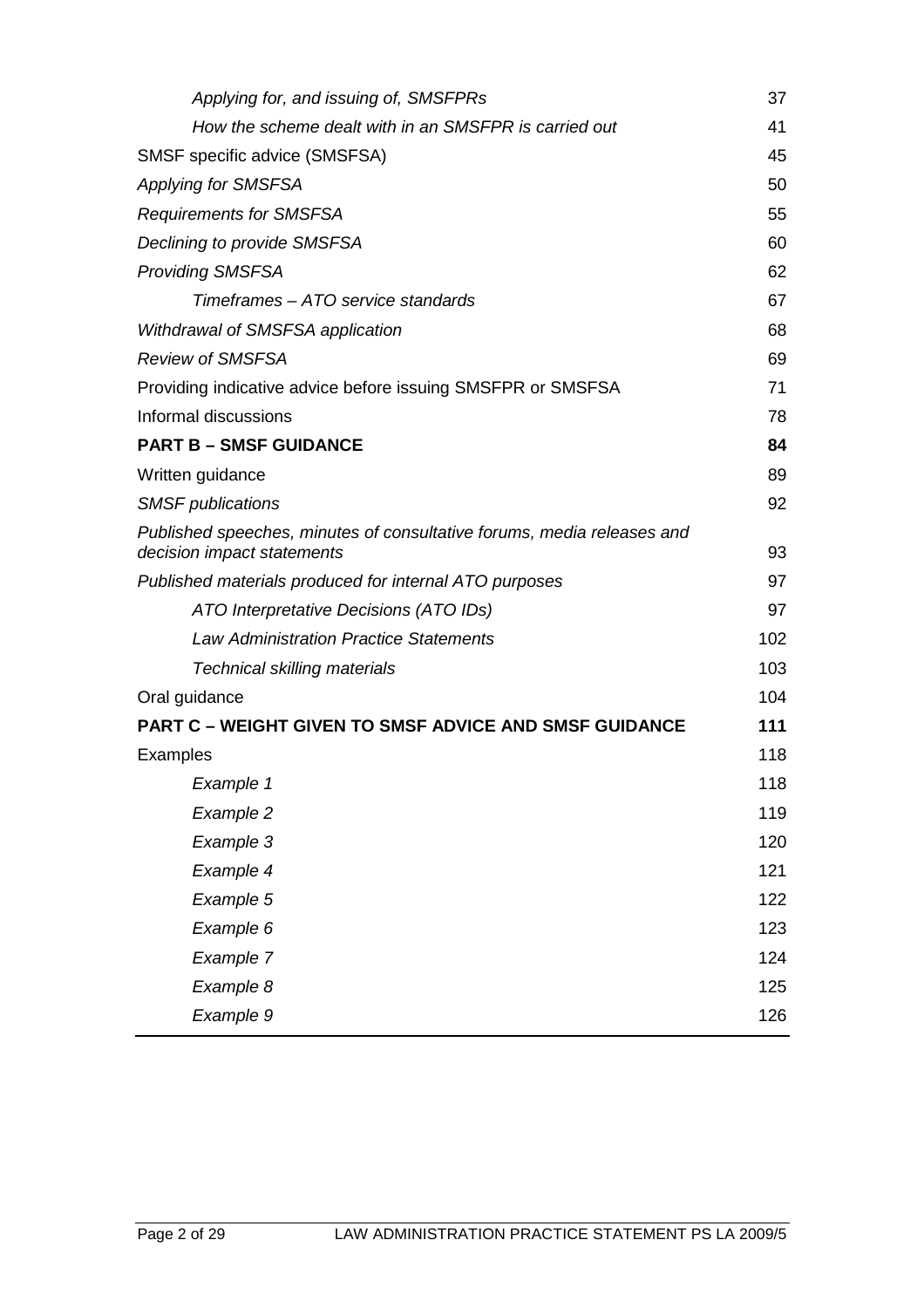| | |
|---|---|
| *Applying for, and issuing of, SMSFPRs* | 37 |
| *How the scheme dealt with in an SMSFPR is carried out* | 41 |
| SMSF specific advice (SMSFSA) | 45 |
| *Applying for SMSFSA* | 50 |
| *Requirements for SMSFSA* | 55 |
| *Declining to provide SMSFSA* | 60 |
| *Providing SMSFSA* | 62 |
| *Timeframes – ATO service standards* | 67 |
| *Withdrawal of SMSFSA application* | 68 |
| *Review of SMSFSA* | 69 |
| Providing indicative advice before issuing SMSFPR or SMSFSA | 71 |
| Informal discussions | 78 |
| **PART B – SMSF GUIDANCE** | **84** |
| Written guidance | 89 |
| *SMSF publications* | 92 |
| *Published speeches, minutes of consultative forums, media releases and decision impact statements* | 93 |
| *Published materials produced for internal ATO purposes* | 97 |
| *ATO Interpretative Decisions (ATO IDs)* | 97 |
| *Law Administration Practice Statements* | 102 |
| *Technical skilling materials* | 103 |
| Oral guidance | 104 |
| **PART C – WEIGHT GIVEN TO SMSF ADVICE AND SMSF GUIDANCE** | **111** |
| Examples | 118 |
| *Example 1* | 118 |
| *Example 2* | 119 |
| *Example 3* | 120 |
| *Example 4* | 121 |
| *Example 5* | 122 |
| *Example 6* | 123 |
| *Example 7* | 124 |
| *Example 8* | 125 |
| *Example 9* | 126 |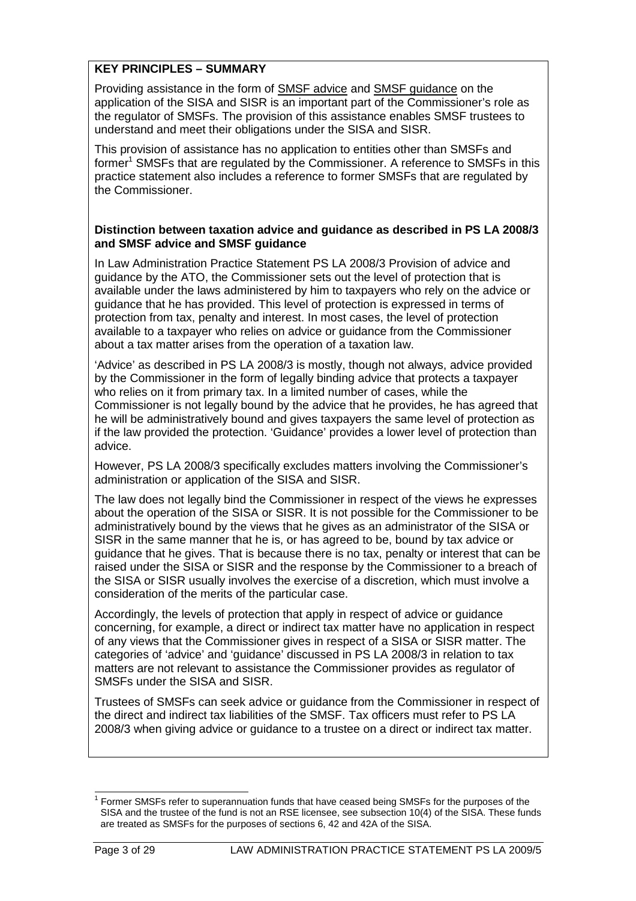## KEY PRINCIPLES – SUMMARY

Providing assistance in the form of SMSF advice and SMSF guidance on the application of the SISA and SISR is an important part of the Commissioner's role as the regulator of SMSFs. The provision of this assistance enables SMSF trustees to understand and meet their obligations under the SISA and SISR.

This provision of assistance has no application to entities other than SMSFs and former[1] SMSFs that are regulated by the Commissioner. A reference to SMSFs in this practice statement also includes a reference to former SMSFs that are regulated by the Commissioner.

### Distinction between taxation advice and guidance as described in PS LA 2008/3 and SMSF advice and SMSF guidance

In Law Administration Practice Statement PS LA 2008/3 Provision of advice and guidance by the ATO, the Commissioner sets out the level of protection that is available under the laws administered by him to taxpayers who rely on the advice or guidance that he has provided. This level of protection is expressed in terms of protection from tax, penalty and interest. In most cases, the level of protection available to a taxpayer who relies on advice or guidance from the Commissioner about a tax matter arises from the operation of a taxation law.

'Advice' as described in PS LA 2008/3 is mostly, though not always, advice provided by the Commissioner in the form of legally binding advice that protects a taxpayer who relies on it from primary tax. In a limited number of cases, while the Commissioner is not legally bound by the advice that he provides, he has agreed that he will be administratively bound and gives taxpayers the same level of protection as if the law provided the protection. 'Guidance' provides a lower level of protection than advice.

However, PS LA 2008/3 specifically excludes matters involving the Commissioner's administration or application of the SISA and SISR.

The law does not legally bind the Commissioner in respect of the views he expresses about the operation of the SISA or SISR. It is not possible for the Commissioner to be administratively bound by the views that he gives as an administrator of the SISA or SISR in the same manner that he is, or has agreed to be, bound by tax advice or guidance that he gives. That is because there is no tax, penalty or interest that can be raised under the SISA or SISR and the response by the Commissioner to a breach of the SISA or SISR usually involves the exercise of a discretion, which must involve a consideration of the merits of the particular case.

Accordingly, the levels of protection that apply in respect of advice or guidance concerning, for example, a direct or indirect tax matter have no application in respect of any views that the Commissioner gives in respect of a SISA or SISR matter. The categories of 'advice' and 'guidance' discussed in PS LA 2008/3 in relation to tax matters are not relevant to assistance the Commissioner provides as regulator of SMSFs under the SISA and SISR.

Trustees of SMSFs can seek advice or guidance from the Commissioner in respect of the direct and indirect tax liabilities of the SMSF. Tax officers must refer to PS LA 2008/3 when giving advice or guidance to a trustee on a direct or indirect tax matter.

---

[1] Former SMSFs refer to superannuation funds that have ceased being SMSFs for the purposes of the SISA and the trustee of the fund is not an RSE licensee, see subsection 10(4) of the SISA. These funds are treated as SMSFs for the purposes of sections 6, 42 and 42A of the SISA.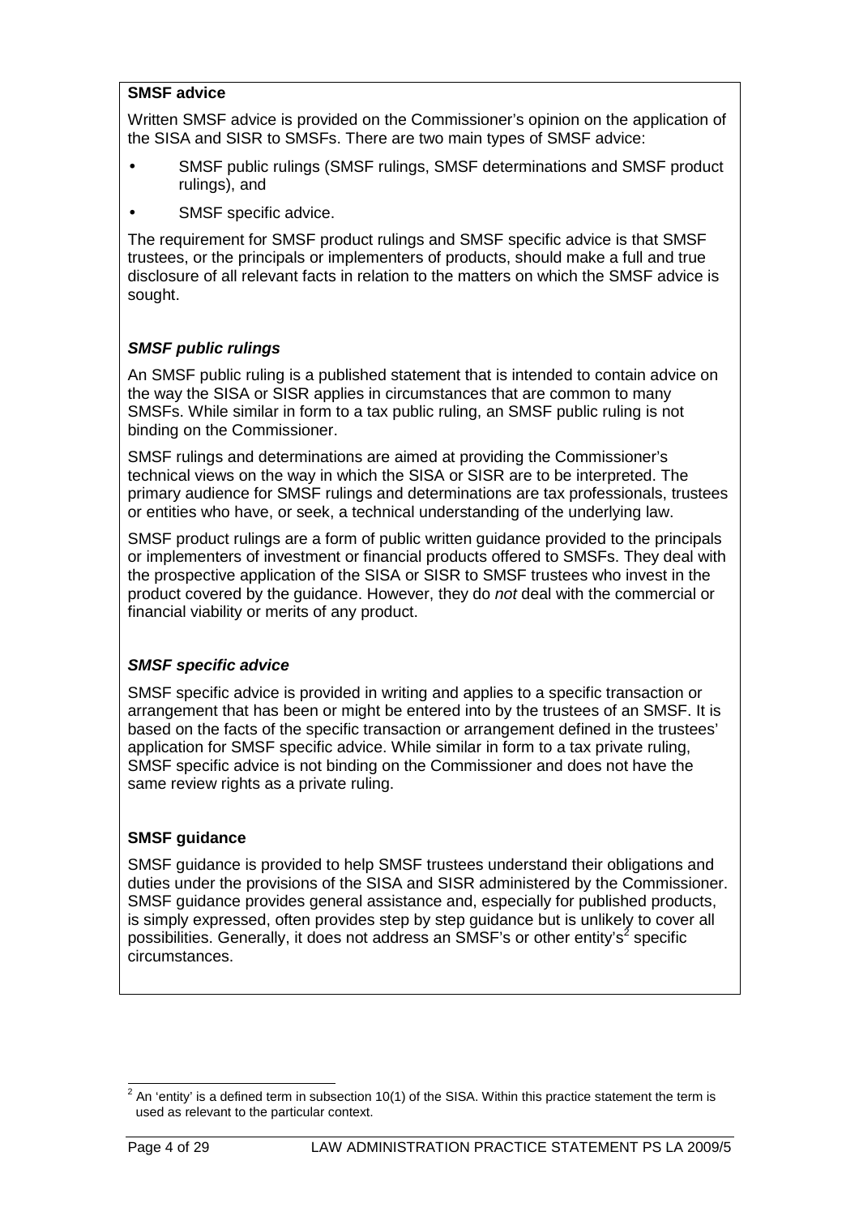## SMSF advice

Written SMSF advice is provided on the Commissioner's opinion on the application of the SISA and SISR to SMSFs. There are two main types of SMSF advice:

- SMSF public rulings (SMSF rulings, SMSF determinations and SMSF product rulings), and
- SMSF specific advice.

The requirement for SMSF product rulings and SMSF specific advice is that SMSF trustees, or the principals or implementers of products, should make a full and true disclosure of all relevant facts in relation to the matters on which the SMSF advice is sought.

### *SMSF public rulings*

An SMSF public ruling is a published statement that is intended to contain advice on the way the SISA or SISR applies in circumstances that are common to many SMSFs. While similar in form to a tax public ruling, an SMSF public ruling is not binding on the Commissioner.

SMSF rulings and determinations are aimed at providing the Commissioner's technical views on the way in which the SISA or SISR are to be interpreted. The primary audience for SMSF rulings and determinations are tax professionals, trustees or entities who have, or seek, a technical understanding of the underlying law.

SMSF product rulings are a form of public written guidance provided to the principals or implementers of investment or financial products offered to SMSFs. They deal with the prospective application of the SISA or SISR to SMSF trustees who invest in the product covered by the guidance. However, they do *not* deal with the commercial or financial viability or merits of any product.

### *SMSF specific advice*

SMSF specific advice is provided in writing and applies to a specific transaction or arrangement that has been or might be entered into by the trustees of an SMSF. It is based on the facts of the specific transaction or arrangement defined in the trustees' application for SMSF specific advice. While similar in form to a tax private ruling, SMSF specific advice is not binding on the Commissioner and does not have the same review rights as a private ruling.

## SMSF guidance

SMSF guidance is provided to help SMSF trustees understand their obligations and duties under the provisions of the SISA and SISR administered by the Commissioner. SMSF guidance provides general assistance and, especially for published products, is simply expressed, often provides step by step guidance but is unlikely to cover all possibilities. Generally, it does not address an SMSF's or other entity's[2] specific circumstances.

---

[2] An 'entity' is a defined term in subsection 10(1) of the SISA. Within this practice statement the term is used as relevant to the particular context.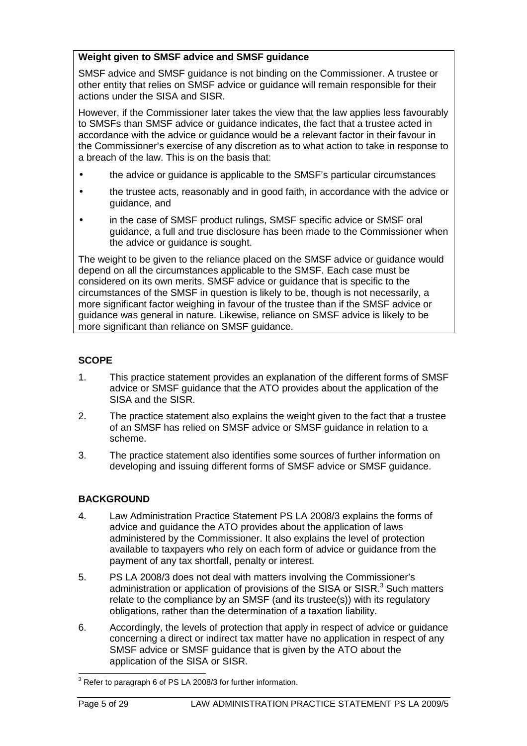**Weight given to SMSF advice and SMSF guidance**

SMSF advice and SMSF guidance is not binding on the Commissioner. A trustee or other entity that relies on SMSF advice or guidance will remain responsible for their actions under the SISA and SISR.

However, if the Commissioner later takes the view that the law applies less favourably to SMSFs than SMSF advice or guidance indicates, the fact that a trustee acted in accordance with the advice or guidance would be a relevant factor in their favour in the Commissioner's exercise of any discretion as to what action to take in response to a breach of the law. This is on the basis that:

- the advice or guidance is applicable to the SMSF's particular circumstances
- the trustee acts, reasonably and in good faith, in accordance with the advice or guidance, and
- in the case of SMSF product rulings, SMSF specific advice or SMSF oral guidance, a full and true disclosure has been made to the Commissioner when the advice or guidance is sought.

The weight to be given to the reliance placed on the SMSF advice or guidance would depend on all the circumstances applicable to the SMSF. Each case must be considered on its own merits. SMSF advice or guidance that is specific to the circumstances of the SMSF in question is likely to be, though is not necessarily, a more significant factor weighing in favour of the trustee than if the SMSF advice or guidance was general in nature. Likewise, reliance on SMSF advice is likely to be more significant than reliance on SMSF guidance.

## SCOPE

1. This practice statement provides an explanation of the different forms of SMSF advice or SMSF guidance that the ATO provides about the application of the SISA and the SISR.

2. The practice statement also explains the weight given to the fact that a trustee of an SMSF has relied on SMSF advice or SMSF guidance in relation to a scheme.

3. The practice statement also identifies some sources of further information on developing and issuing different forms of SMSF advice or SMSF guidance.

## BACKGROUND

4. Law Administration Practice Statement PS LA 2008/3 explains the forms of advice and guidance the ATO provides about the application of laws administered by the Commissioner. It also explains the level of protection available to taxpayers who rely on each form of advice or guidance from the payment of any tax shortfall, penalty or interest.

5. PS LA 2008/3 does not deal with matters involving the Commissioner's administration or application of provisions of the SISA or SISR.[3] Such matters relate to the compliance by an SMSF (and its trustee(s)) with its regulatory obligations, rather than the determination of a taxation liability.

6. Accordingly, the levels of protection that apply in respect of advice or guidance concerning a direct or indirect tax matter have no application in respect of any SMSF advice or SMSF guidance that is given by the ATO about the application of the SISA or SISR.

[3] Refer to paragraph 6 of PS LA 2008/3 for further information.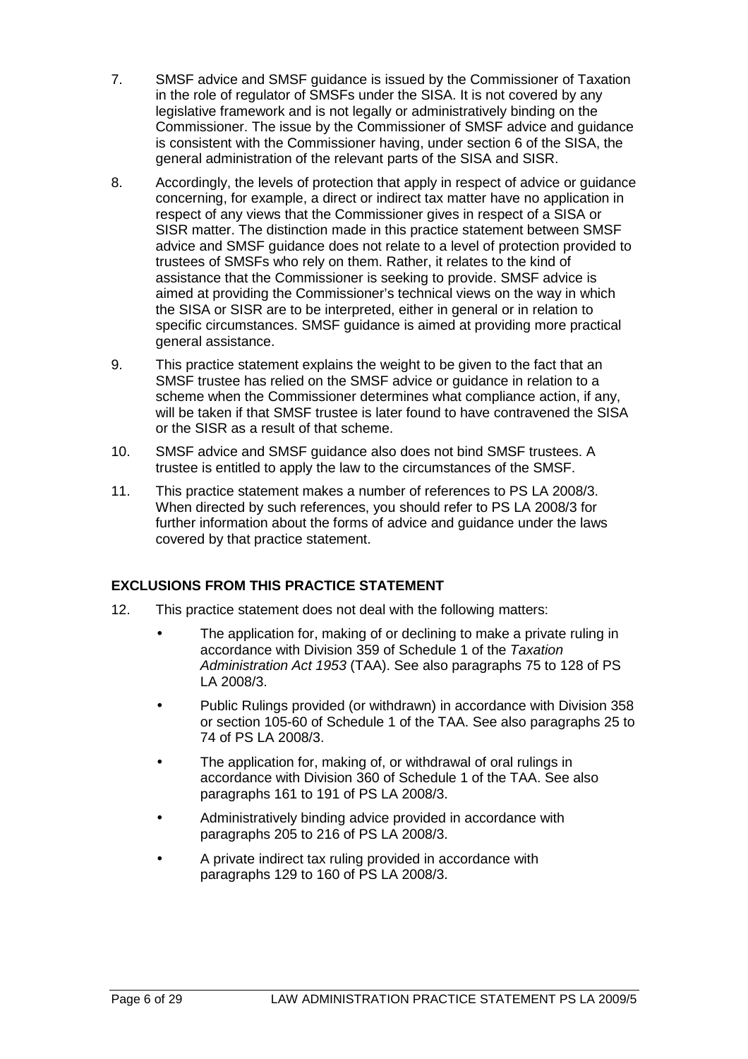7. SMSF advice and SMSF guidance is issued by the Commissioner of Taxation in the role of regulator of SMSFs under the SISA. It is not covered by any legislative framework and is not legally or administratively binding on the Commissioner. The issue by the Commissioner of SMSF advice and guidance is consistent with the Commissioner having, under section 6 of the SISA, the general administration of the relevant parts of the SISA and SISR.

8. Accordingly, the levels of protection that apply in respect of advice or guidance concerning, for example, a direct or indirect tax matter have no application in respect of any views that the Commissioner gives in respect of a SISA or SISR matter. The distinction made in this practice statement between SMSF advice and SMSF guidance does not relate to a level of protection provided to trustees of SMSFs who rely on them. Rather, it relates to the kind of assistance that the Commissioner is seeking to provide. SMSF advice is aimed at providing the Commissioner's technical views on the way in which the SISA or SISR are to be interpreted, either in general or in relation to specific circumstances. SMSF guidance is aimed at providing more practical general assistance.

9. This practice statement explains the weight to be given to the fact that an SMSF trustee has relied on the SMSF advice or guidance in relation to a scheme when the Commissioner determines what compliance action, if any, will be taken if that SMSF trustee is later found to have contravened the SISA or the SISR as a result of that scheme.

10. SMSF advice and SMSF guidance also does not bind SMSF trustees. A trustee is entitled to apply the law to the circumstances of the SMSF.

11. This practice statement makes a number of references to PS LA 2008/3. When directed by such references, you should refer to PS LA 2008/3 for further information about the forms of advice and guidance under the laws covered by that practice statement.

## EXCLUSIONS FROM THIS PRACTICE STATEMENT

12. This practice statement does not deal with the following matters:

- The application for, making of or declining to make a private ruling in accordance with Division 359 of Schedule 1 of the *Taxation Administration Act 1953* (TAA). See also paragraphs 75 to 128 of PS LA 2008/3.
- Public Rulings provided (or withdrawn) in accordance with Division 358 or section 105-60 of Schedule 1 of the TAA. See also paragraphs 25 to 74 of PS LA 2008/3.
- The application for, making of, or withdrawal of oral rulings in accordance with Division 360 of Schedule 1 of the TAA. See also paragraphs 161 to 191 of PS LA 2008/3.
- Administratively binding advice provided in accordance with paragraphs 205 to 216 of PS LA 2008/3.
- A private indirect tax ruling provided in accordance with paragraphs 129 to 160 of PS LA 2008/3.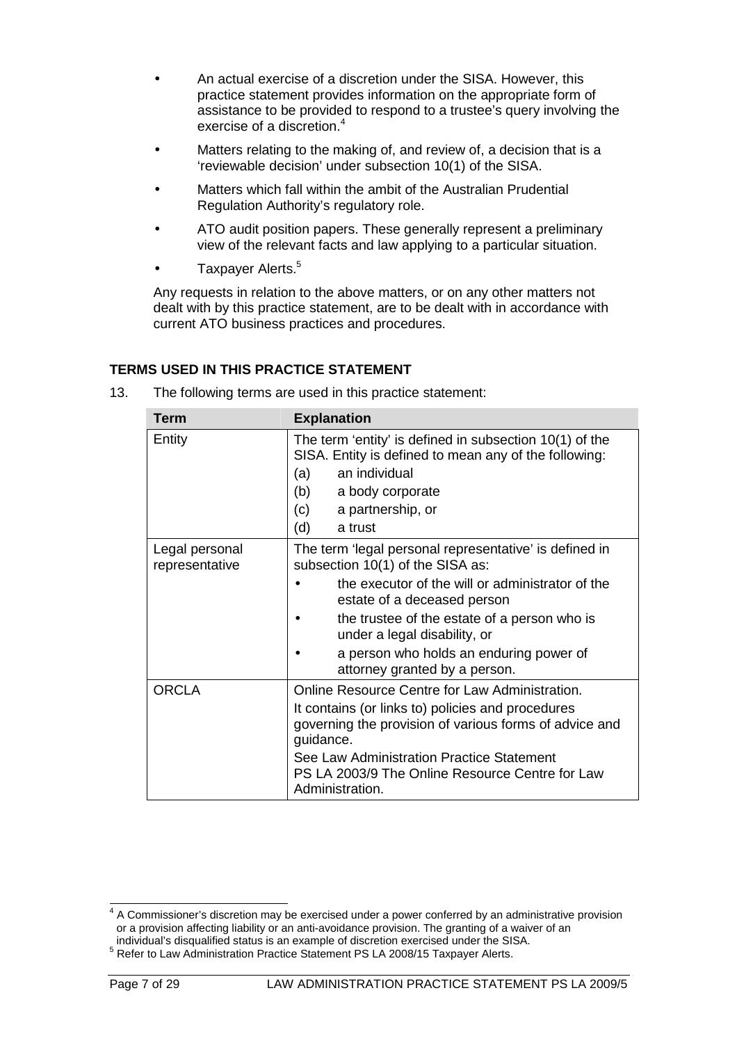- An actual exercise of a discretion under the SISA. However, this practice statement provides information on the appropriate form of assistance to be provided to respond to a trustee's query involving the exercise of a discretion.[4]
- Matters relating to the making of, and review of, a decision that is a 'reviewable decision' under subsection 10(1) of the SISA.
- Matters which fall within the ambit of the Australian Prudential Regulation Authority's regulatory role.
- ATO audit position papers. These generally represent a preliminary view of the relevant facts and law applying to a particular situation.
- Taxpayer Alerts.[5]

Any requests in relation to the above matters, or on any other matters not dealt with by this practice statement, are to be dealt with in accordance with current ATO business practices and procedures.

## TERMS USED IN THIS PRACTICE STATEMENT

13. The following terms are used in this practice statement:

| Term | Explanation |
|---|---|
| Entity | The term 'entity' is defined in subsection 10(1) of the SISA. Entity is defined to mean any of the following:<br>(a) an individual<br>(b) a body corporate<br>(c) a partnership, or<br>(d) a trust |
| Legal personal representative | The term 'legal personal representative' is defined in subsection 10(1) of the SISA as:<br>• the executor of the will or administrator of the estate of a deceased person<br>• the trustee of the estate of a person who is under a legal disability, or<br>• a person who holds an enduring power of attorney granted by a person. |
| ORCLA | Online Resource Centre for Law Administration.<br>It contains (or links to) policies and procedures governing the provision of various forms of advice and guidance.<br>See Law Administration Practice Statement PS LA 2003/9 The Online Resource Centre for Law Administration. |

---

[4] A Commissioner's discretion may be exercised under a power conferred by an administrative provision or a provision affecting liability or an anti-avoidance provision. The granting of a waiver of an individual's disqualified status is an example of discretion exercised under the SISA.

[5] Refer to Law Administration Practice Statement PS LA 2008/15 Taxpayer Alerts.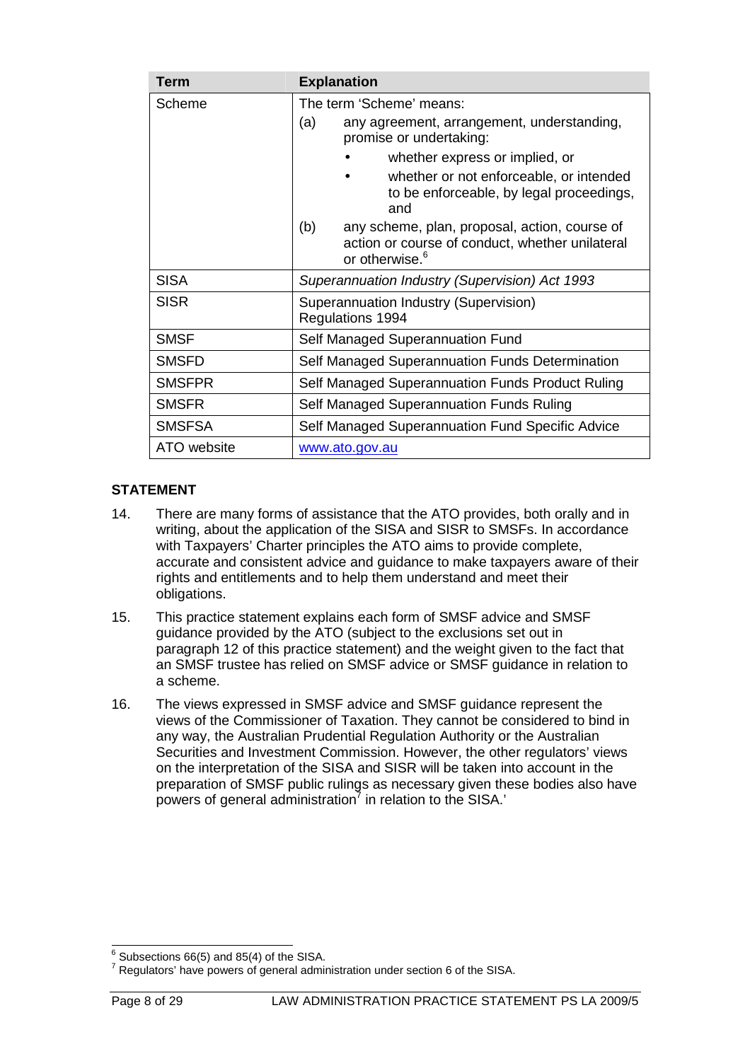| Term | Explanation |
|---|---|
| Scheme | The term 'Scheme' means: (a) any agreement, arrangement, understanding, promise or undertaking: • whether express or implied, or • whether or not enforceable, or intended to be enforceable, by legal proceedings, and (b) any scheme, plan, proposal, action, course of action or course of conduct, whether unilateral or otherwise.[6] |
| SISA | *Superannuation Industry (Supervision) Act 1993* |
| SISR | Superannuation Industry (Supervision) Regulations 1994 |
| SMSF | Self Managed Superannuation Fund |
| SMSFD | Self Managed Superannuation Funds Determination |
| SMSFPR | Self Managed Superannuation Funds Product Ruling |
| SMSFR | Self Managed Superannuation Funds Ruling |
| SMSFSA | Self Managed Superannuation Fund Specific Advice |
| ATO website | www.ato.gov.au |

## STATEMENT

14. There are many forms of assistance that the ATO provides, both orally and in writing, about the application of the SISA and SISR to SMSFs. In accordance with Taxpayers' Charter principles the ATO aims to provide complete, accurate and consistent advice and guidance to make taxpayers aware of their rights and entitlements and to help them understand and meet their obligations.

15. This practice statement explains each form of SMSF advice and SMSF guidance provided by the ATO (subject to the exclusions set out in paragraph 12 of this practice statement) and the weight given to the fact that an SMSF trustee has relied on SMSF advice or SMSF guidance in relation to a scheme.

16. The views expressed in SMSF advice and SMSF guidance represent the views of the Commissioner of Taxation. They cannot be considered to bind in any way, the Australian Prudential Regulation Authority or the Australian Securities and Investment Commission. However, the other regulators' views on the interpretation of the SISA and SISR will be taken into account in the preparation of SMSF public rulings as necessary given these bodies also have powers of general administration[7] in relation to the SISA.'

---

[6] Subsections 66(5) and 85(4) of the SISA.

[7] Regulators' have powers of general administration under section 6 of the SISA.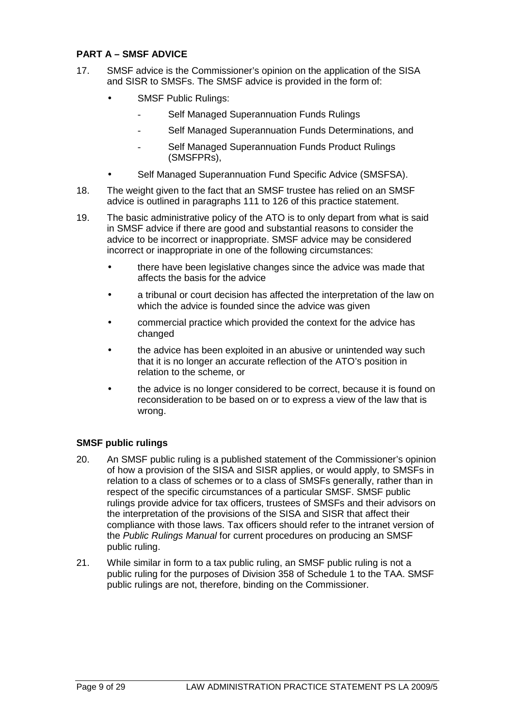### PART A – SMSF ADVICE

17. SMSF advice is the Commissioner's opinion on the application of the SISA and SISR to SMSFs. The SMSF advice is provided in the form of:

    - SMSF Public Rulings:
        - Self Managed Superannuation Funds Rulings
        - Self Managed Superannuation Funds Determinations, and
        - Self Managed Superannuation Funds Product Rulings (SMSFPRs),
    - Self Managed Superannuation Fund Specific Advice (SMSFSA).

18. The weight given to the fact that an SMSF trustee has relied on an SMSF advice is outlined in paragraphs 111 to 126 of this practice statement.

19. The basic administrative policy of the ATO is to only depart from what is said in SMSF advice if there are good and substantial reasons to consider the advice to be incorrect or inappropriate. SMSF advice may be considered incorrect or inappropriate in one of the following circumstances:

    - there have been legislative changes since the advice was made that affects the basis for the advice
    - a tribunal or court decision has affected the interpretation of the law on which the advice is founded since the advice was given
    - commercial practice which provided the context for the advice has changed
    - the advice has been exploited in an abusive or unintended way such that it is no longer an accurate reflection of the ATO's position in relation to the scheme, or
    - the advice is no longer considered to be correct, because it is found on reconsideration to be based on or to express a view of the law that is wrong.

### SMSF public rulings

20. An SMSF public ruling is a published statement of the Commissioner's opinion of how a provision of the SISA and SISR applies, or would apply, to SMSFs in relation to a class of schemes or to a class of SMSFs generally, rather than in respect of the specific circumstances of a particular SMSF. SMSF public rulings provide advice for tax officers, trustees of SMSFs and their advisors on the interpretation of the provisions of the SISA and SISR that affect their compliance with those laws. Tax officers should refer to the intranet version of the *Public Rulings Manual* for current procedures on producing an SMSF public ruling.

21. While similar in form to a tax public ruling, an SMSF public ruling is not a public ruling for the purposes of Division 358 of Schedule 1 to the TAA. SMSF public rulings are not, therefore, binding on the Commissioner.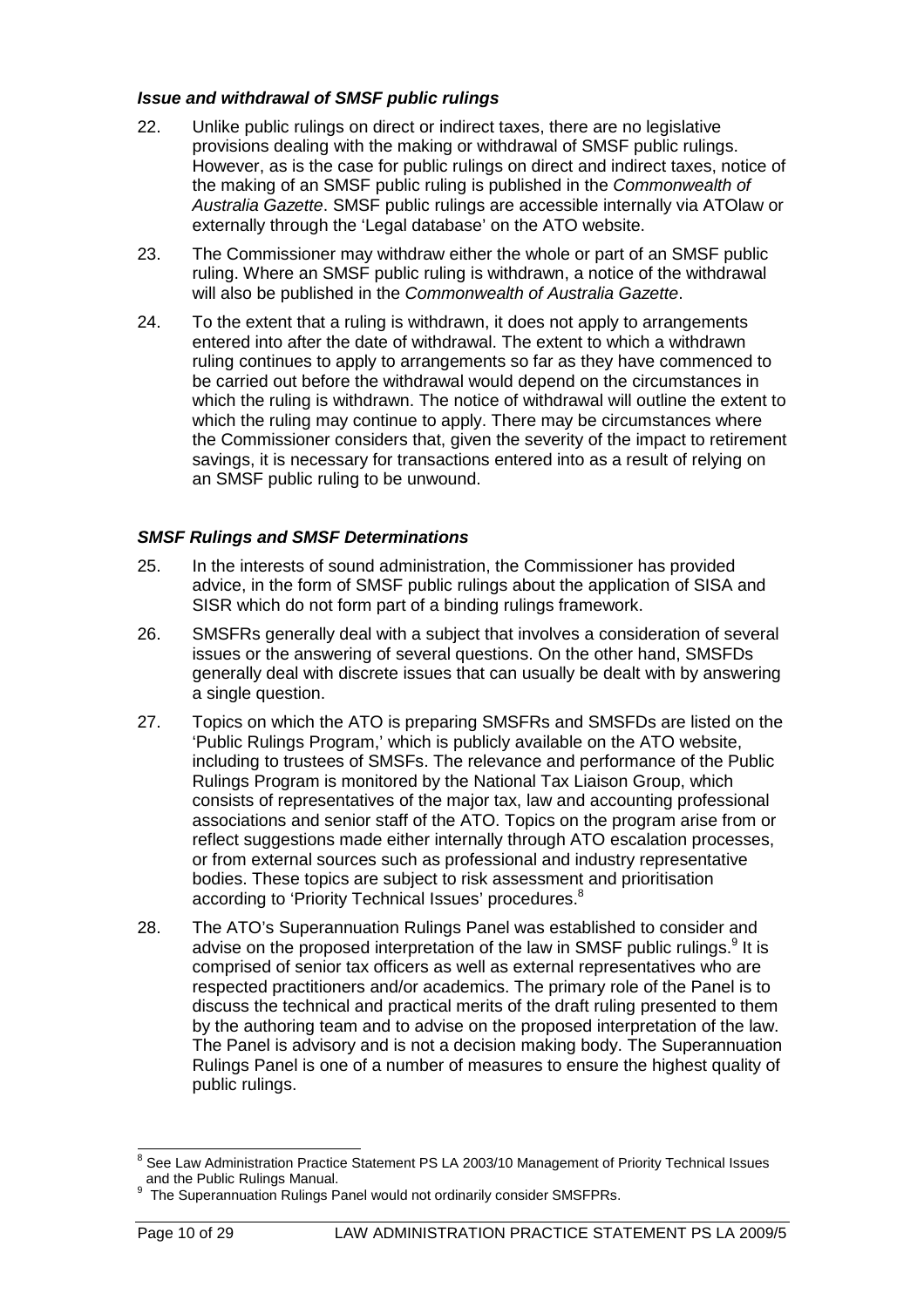### *Issue and withdrawal of SMSF public rulings*

22. Unlike public rulings on direct or indirect taxes, there are no legislative provisions dealing with the making or withdrawal of SMSF public rulings. However, as is the case for public rulings on direct and indirect taxes, notice of the making of an SMSF public ruling is published in the *Commonwealth of Australia Gazette*. SMSF public rulings are accessible internally via ATOlaw or externally through the 'Legal database' on the ATO website.

23. The Commissioner may withdraw either the whole or part of an SMSF public ruling. Where an SMSF public ruling is withdrawn, a notice of the withdrawal will also be published in the *Commonwealth of Australia Gazette*.

24. To the extent that a ruling is withdrawn, it does not apply to arrangements entered into after the date of withdrawal. The extent to which a withdrawn ruling continues to apply to arrangements so far as they have commenced to be carried out before the withdrawal would depend on the circumstances in which the ruling is withdrawn. The notice of withdrawal will outline the extent to which the ruling may continue to apply. There may be circumstances where the Commissioner considers that, given the severity of the impact to retirement savings, it is necessary for transactions entered into as a result of relying on an SMSF public ruling to be unwound.

### *SMSF Rulings and SMSF Determinations*

25. In the interests of sound administration, the Commissioner has provided advice, in the form of SMSF public rulings about the application of SISA and SISR which do not form part of a binding rulings framework.

26. SMSFRs generally deal with a subject that involves a consideration of several issues or the answering of several questions. On the other hand, SMSFDs generally deal with discrete issues that can usually be dealt with by answering a single question.

27. Topics on which the ATO is preparing SMSFRs and SMSFDs are listed on the 'Public Rulings Program,' which is publicly available on the ATO website, including to trustees of SMSFs. The relevance and performance of the Public Rulings Program is monitored by the National Tax Liaison Group, which consists of representatives of the major tax, law and accounting professional associations and senior staff of the ATO. Topics on the program arise from or reflect suggestions made either internally through ATO escalation processes, or from external sources such as professional and industry representative bodies. These topics are subject to risk assessment and prioritisation according to 'Priority Technical Issues' procedures.[8]

28. The ATO's Superannuation Rulings Panel was established to consider and advise on the proposed interpretation of the law in SMSF public rulings.[9] It is comprised of senior tax officers as well as external representatives who are respected practitioners and/or academics. The primary role of the Panel is to discuss the technical and practical merits of the draft ruling presented to them by the authoring team and to advise on the proposed interpretation of the law. The Panel is advisory and is not a decision making body. The Superannuation Rulings Panel is one of a number of measures to ensure the highest quality of public rulings.

---

[8] See Law Administration Practice Statement PS LA 2003/10 Management of Priority Technical Issues and the Public Rulings Manual.

[9] The Superannuation Rulings Panel would not ordinarily consider SMSFPRs.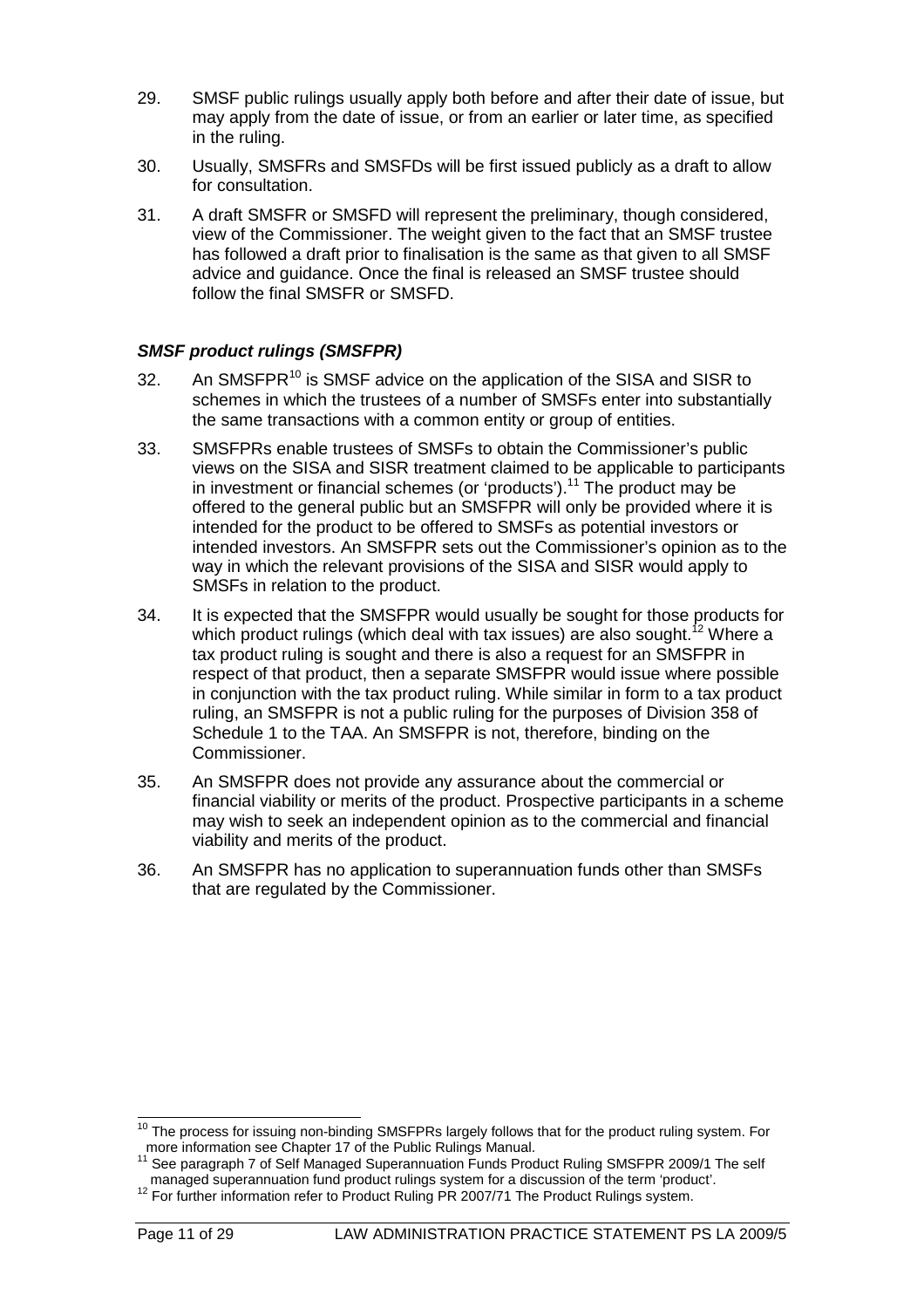29. SMSF public rulings usually apply both before and after their date of issue, but may apply from the date of issue, or from an earlier or later time, as specified in the ruling.

30. Usually, SMSFRs and SMSFDs will be first issued publicly as a draft to allow for consultation.

31. A draft SMSFR or SMSFD will represent the preliminary, though considered, view of the Commissioner. The weight given to the fact that an SMSF trustee has followed a draft prior to finalisation is the same as that given to all SMSF advice and guidance. Once the final is released an SMSF trustee should follow the final SMSFR or SMSFD.

### *SMSF product rulings (SMSFPR)*

32. An SMSFPR[10] is SMSF advice on the application of the SISA and SISR to schemes in which the trustees of a number of SMSFs enter into substantially the same transactions with a common entity or group of entities.

33. SMSFPRs enable trustees of SMSFs to obtain the Commissioner's public views on the SISA and SISR treatment claimed to be applicable to participants in investment or financial schemes (or 'products').[11] The product may be offered to the general public but an SMSFPR will only be provided where it is intended for the product to be offered to SMSFs as potential investors or intended investors. An SMSFPR sets out the Commissioner's opinion as to the way in which the relevant provisions of the SISA and SISR would apply to SMSFs in relation to the product.

34. It is expected that the SMSFPR would usually be sought for those products for which product rulings (which deal with tax issues) are also sought.[12] Where a tax product ruling is sought and there is also a request for an SMSFPR in respect of that product, then a separate SMSFPR would issue where possible in conjunction with the tax product ruling. While similar in form to a tax product ruling, an SMSFPR is not a public ruling for the purposes of Division 358 of Schedule 1 to the TAA. An SMSFPR is not, therefore, binding on the Commissioner.

35. An SMSFPR does not provide any assurance about the commercial or financial viability or merits of the product. Prospective participants in a scheme may wish to seek an independent opinion as to the commercial and financial viability and merits of the product.

36. An SMSFPR has no application to superannuation funds other than SMSFs that are regulated by the Commissioner.

---

[10] The process for issuing non-binding SMSFPRs largely follows that for the product ruling system. For more information see Chapter 17 of the Public Rulings Manual.

[11] See paragraph 7 of Self Managed Superannuation Funds Product Ruling SMSFPR 2009/1 The self managed superannuation fund product rulings system for a discussion of the term 'product'.

[12] For further information refer to Product Ruling PR 2007/71 The Product Rulings system.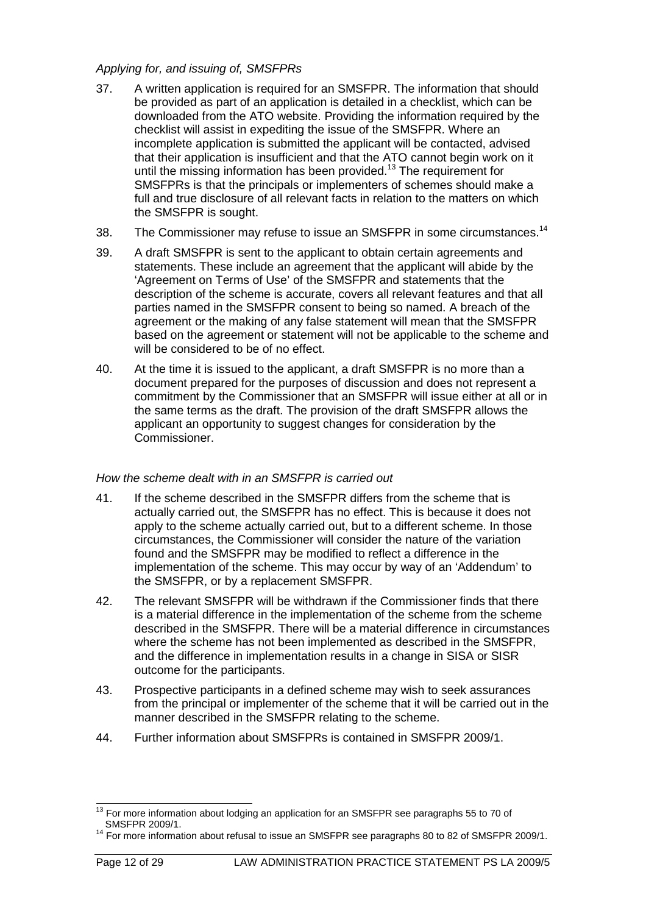*Applying for, and issuing of, SMSFPRs*

37. A written application is required for an SMSFPR. The information that should be provided as part of an application is detailed in a checklist, which can be downloaded from the ATO website. Providing the information required by the checklist will assist in expediting the issue of the SMSFPR. Where an incomplete application is submitted the applicant will be contacted, advised that their application is insufficient and that the ATO cannot begin work on it until the missing information has been provided.[13] The requirement for SMSFPRs is that the principals or implementers of schemes should make a full and true disclosure of all relevant facts in relation to the matters on which the SMSFPR is sought.

38. The Commissioner may refuse to issue an SMSFPR in some circumstances.[14]

39. A draft SMSFPR is sent to the applicant to obtain certain agreements and statements. These include an agreement that the applicant will abide by the 'Agreement on Terms of Use' of the SMSFPR and statements that the description of the scheme is accurate, covers all relevant features and that all parties named in the SMSFPR consent to being so named. A breach of the agreement or the making of any false statement will mean that the SMSFPR based on the agreement or statement will not be applicable to the scheme and will be considered to be of no effect.

40. At the time it is issued to the applicant, a draft SMSFPR is no more than a document prepared for the purposes of discussion and does not represent a commitment by the Commissioner that an SMSFPR will issue either at all or in the same terms as the draft. The provision of the draft SMSFPR allows the applicant an opportunity to suggest changes for consideration by the Commissioner.

*How the scheme dealt with in an SMSFPR is carried out*

41. If the scheme described in the SMSFPR differs from the scheme that is actually carried out, the SMSFPR has no effect. This is because it does not apply to the scheme actually carried out, but to a different scheme. In those circumstances, the Commissioner will consider the nature of the variation found and the SMSFPR may be modified to reflect a difference in the implementation of the scheme. This may occur by way of an 'Addendum' to the SMSFPR, or by a replacement SMSFPR.

42. The relevant SMSFPR will be withdrawn if the Commissioner finds that there is a material difference in the implementation of the scheme from the scheme described in the SMSFPR. There will be a material difference in circumstances where the scheme has not been implemented as described in the SMSFPR, and the difference in implementation results in a change in SISA or SISR outcome for the participants.

43. Prospective participants in a defined scheme may wish to seek assurances from the principal or implementer of the scheme that it will be carried out in the manner described in the SMSFPR relating to the scheme.

44. Further information about SMSFPRs is contained in SMSFPR 2009/1.

---

[13] For more information about lodging an application for an SMSFPR see paragraphs 55 to 70 of SMSFPR 2009/1.

[14] For more information about refusal to issue an SMSFPR see paragraphs 80 to 82 of SMSFPR 2009/1.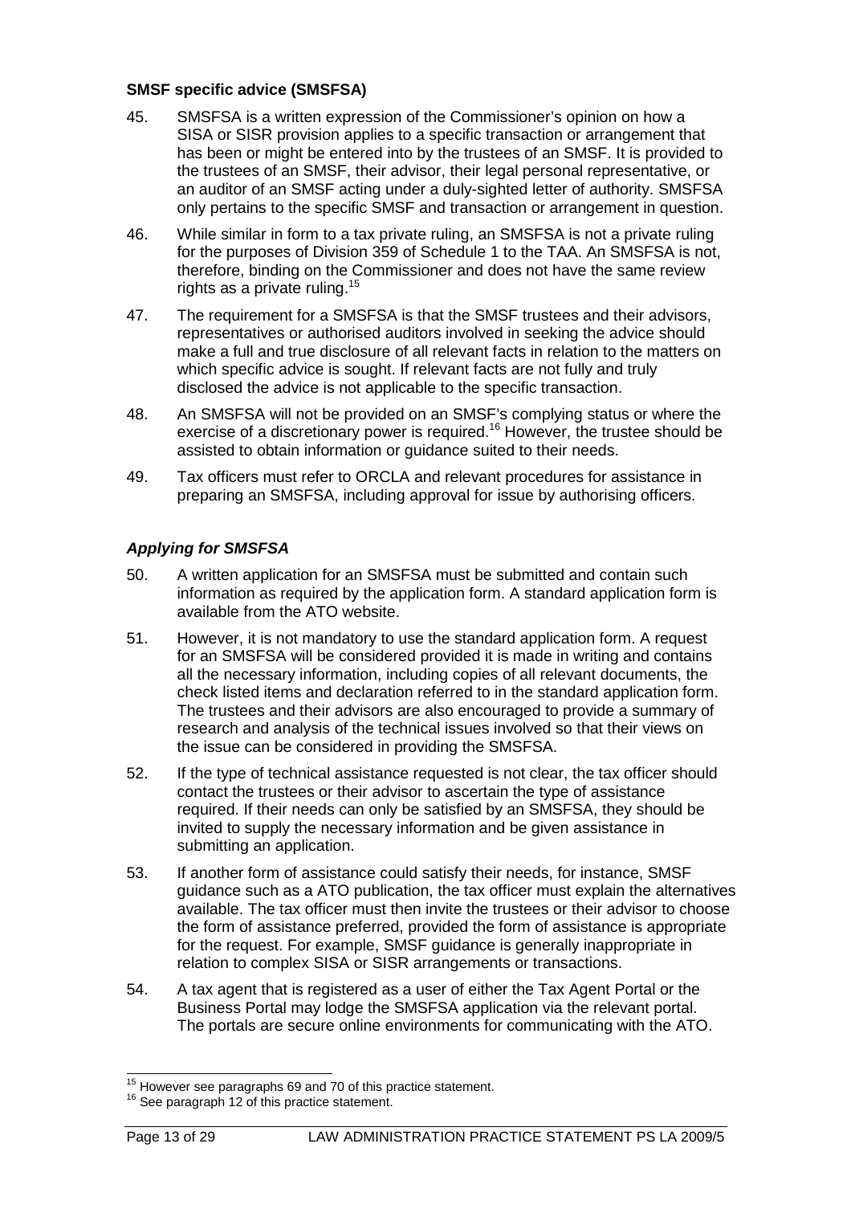### SMSF specific advice (SMSFSA)

45. SMSFSA is a written expression of the Commissioner's opinion on how a SISA or SISR provision applies to a specific transaction or arrangement that has been or might be entered into by the trustees of an SMSF. It is provided to the trustees of an SMSF, their advisor, their legal personal representative, or an auditor of an SMSF acting under a duly-sighted letter of authority. SMSFSA only pertains to the specific SMSF and transaction or arrangement in question.

46. While similar in form to a tax private ruling, an SMSFSA is not a private ruling for the purposes of Division 359 of Schedule 1 to the TAA. An SMSFSA is not, therefore, binding on the Commissioner and does not have the same review rights as a private ruling.[15]

47. The requirement for a SMSFSA is that the SMSF trustees and their advisors, representatives or authorised auditors involved in seeking the advice should make a full and true disclosure of all relevant facts in relation to the matters on which specific advice is sought. If relevant facts are not fully and truly disclosed the advice is not applicable to the specific transaction.

48. An SMSFSA will not be provided on an SMSF's complying status or where the exercise of a discretionary power is required.[16] However, the trustee should be assisted to obtain information or guidance suited to their needs.

49. Tax officers must refer to ORCLA and relevant procedures for assistance in preparing an SMSFSA, including approval for issue by authorising officers.

### *Applying for SMSFSA*

50. A written application for an SMSFSA must be submitted and contain such information as required by the application form. A standard application form is available from the ATO website.

51. However, it is not mandatory to use the standard application form. A request for an SMSFSA will be considered provided it is made in writing and contains all the necessary information, including copies of all relevant documents, the check listed items and declaration referred to in the standard application form. The trustees and their advisors are also encouraged to provide a summary of research and analysis of the technical issues involved so that their views on the issue can be considered in providing the SMSFSA.

52. If the type of technical assistance requested is not clear, the tax officer should contact the trustees or their advisor to ascertain the type of assistance required. If their needs can only be satisfied by an SMSFSA, they should be invited to supply the necessary information and be given assistance in submitting an application.

53. If another form of assistance could satisfy their needs, for instance, SMSF guidance such as a ATO publication, the tax officer must explain the alternatives available. The tax officer must then invite the trustees or their advisor to choose the form of assistance preferred, provided the form of assistance is appropriate for the request. For example, SMSF guidance is generally inappropriate in relation to complex SISA or SISR arrangements or transactions.

54. A tax agent that is registered as a user of either the Tax Agent Portal or the Business Portal may lodge the SMSFSA application via the relevant portal. The portals are secure online environments for communicating with the ATO.

---

[15] However see paragraphs 69 and 70 of this practice statement.

[16] See paragraph 12 of this practice statement.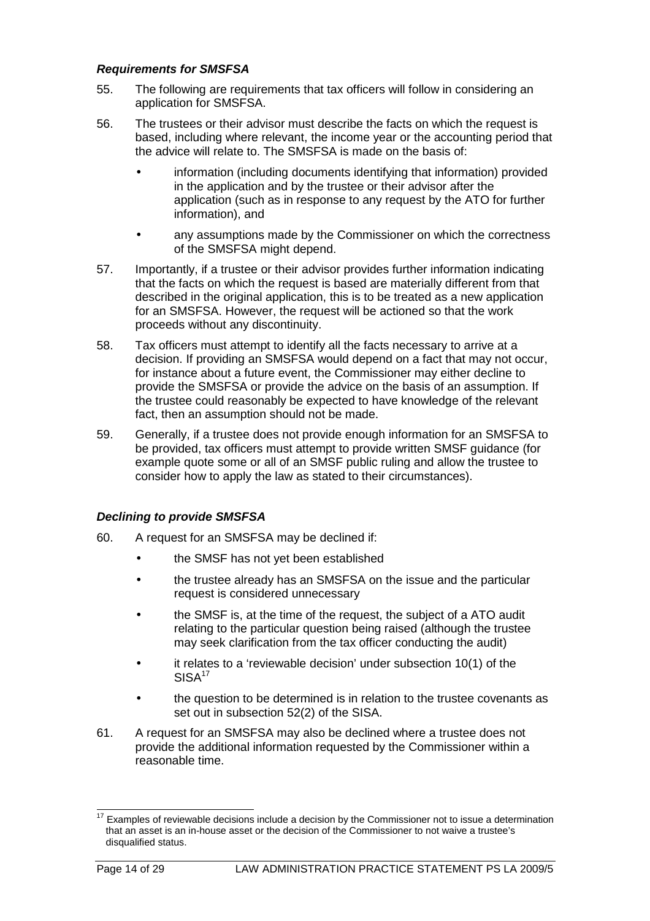### *Requirements for SMSFSA*

55. The following are requirements that tax officers will follow in considering an application for SMSFSA.

56. The trustees or their advisor must describe the facts on which the request is based, including where relevant, the income year or the accounting period that the advice will relate to. The SMSFSA is made on the basis of:

   - information (including documents identifying that information) provided in the application and by the trustee or their advisor after the application (such as in response to any request by the ATO for further information), and
   - any assumptions made by the Commissioner on which the correctness of the SMSFSA might depend.

57. Importantly, if a trustee or their advisor provides further information indicating that the facts on which the request is based are materially different from that described in the original application, this is to be treated as a new application for an SMSFSA. However, the request will be actioned so that the work proceeds without any discontinuity.

58. Tax officers must attempt to identify all the facts necessary to arrive at a decision. If providing an SMSFSA would depend on a fact that may not occur, for instance about a future event, the Commissioner may either decline to provide the SMSFSA or provide the advice on the basis of an assumption. If the trustee could reasonably be expected to have knowledge of the relevant fact, then an assumption should not be made.

59. Generally, if a trustee does not provide enough information for an SMSFSA to be provided, tax officers must attempt to provide written SMSF guidance (for example quote some or all of an SMSF public ruling and allow the trustee to consider how to apply the law as stated to their circumstances).

### *Declining to provide SMSFSA*

60. A request for an SMSFSA may be declined if:

   - the SMSF has not yet been established
   - the trustee already has an SMSFSA on the issue and the particular request is considered unnecessary
   - the SMSF is, at the time of the request, the subject of a ATO audit relating to the particular question being raised (although the trustee may seek clarification from the tax officer conducting the audit)
   - it relates to a 'reviewable decision' under subsection 10(1) of the SISA[17]
   - the question to be determined is in relation to the trustee covenants as set out in subsection 52(2) of the SISA.

61. A request for an SMSFSA may also be declined where a trustee does not provide the additional information requested by the Commissioner within a reasonable time.

---

[17] Examples of reviewable decisions include a decision by the Commissioner not to issue a determination that an asset is an in-house asset or the decision of the Commissioner to not waive a trustee's disqualified status.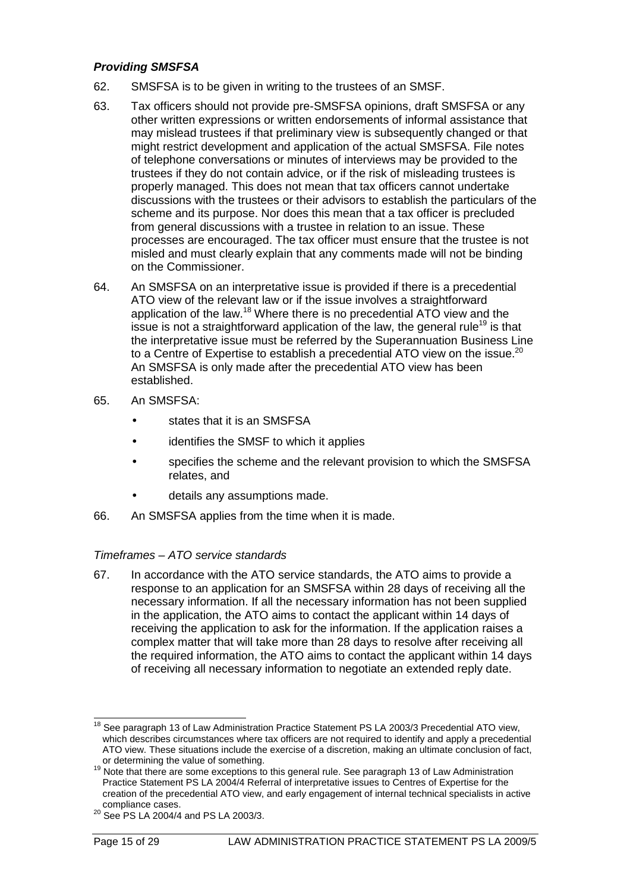### *Providing SMSFSA*

62. SMSFSA is to be given in writing to the trustees of an SMSF.

63. Tax officers should not provide pre-SMSFSA opinions, draft SMSFSA or any other written expressions or written endorsements of informal assistance that may mislead trustees if that preliminary view is subsequently changed or that might restrict development and application of the actual SMSFSA. File notes of telephone conversations or minutes of interviews may be provided to the trustees if they do not contain advice, or if the risk of misleading trustees is properly managed. This does not mean that tax officers cannot undertake discussions with the trustees or their advisors to establish the particulars of the scheme and its purpose. Nor does this mean that a tax officer is precluded from general discussions with a trustee in relation to an issue. These processes are encouraged. The tax officer must ensure that the trustee is not misled and must clearly explain that any comments made will not be binding on the Commissioner.

64. An SMSFSA on an interpretative issue is provided if there is a precedential ATO view of the relevant law or if the issue involves a straightforward application of the law.[18] Where there is no precedential ATO view and the issue is not a straightforward application of the law, the general rule[19] is that the interpretative issue must be referred by the Superannuation Business Line to a Centre of Expertise to establish a precedential ATO view on the issue.[20] An SMSFSA is only made after the precedential ATO view has been established.

65. An SMSFSA:

- states that it is an SMSFSA
- identifies the SMSF to which it applies
- specifies the scheme and the relevant provision to which the SMSFSA relates, and
- details any assumptions made.

66. An SMSFSA applies from the time when it is made.

*Timeframes – ATO service standards*

67. In accordance with the ATO service standards, the ATO aims to provide a response to an application for an SMSFSA within 28 days of receiving all the necessary information. If all the necessary information has not been supplied in the application, the ATO aims to contact the applicant within 14 days of receiving the application to ask for the information. If the application raises a complex matter that will take more than 28 days to resolve after receiving all the required information, the ATO aims to contact the applicant within 14 days of receiving all necessary information to negotiate an extended reply date.

---

[18] See paragraph 13 of Law Administration Practice Statement PS LA 2003/3 Precedential ATO view, which describes circumstances where tax officers are not required to identify and apply a precedential ATO view. These situations include the exercise of a discretion, making an ultimate conclusion of fact, or determining the value of something.

[19] Note that there are some exceptions to this general rule. See paragraph 13 of Law Administration Practice Statement PS LA 2004/4 Referral of interpretative issues to Centres of Expertise for the creation of the precedential ATO view, and early engagement of internal technical specialists in active compliance cases.

[20] See PS LA 2004/4 and PS LA 2003/3.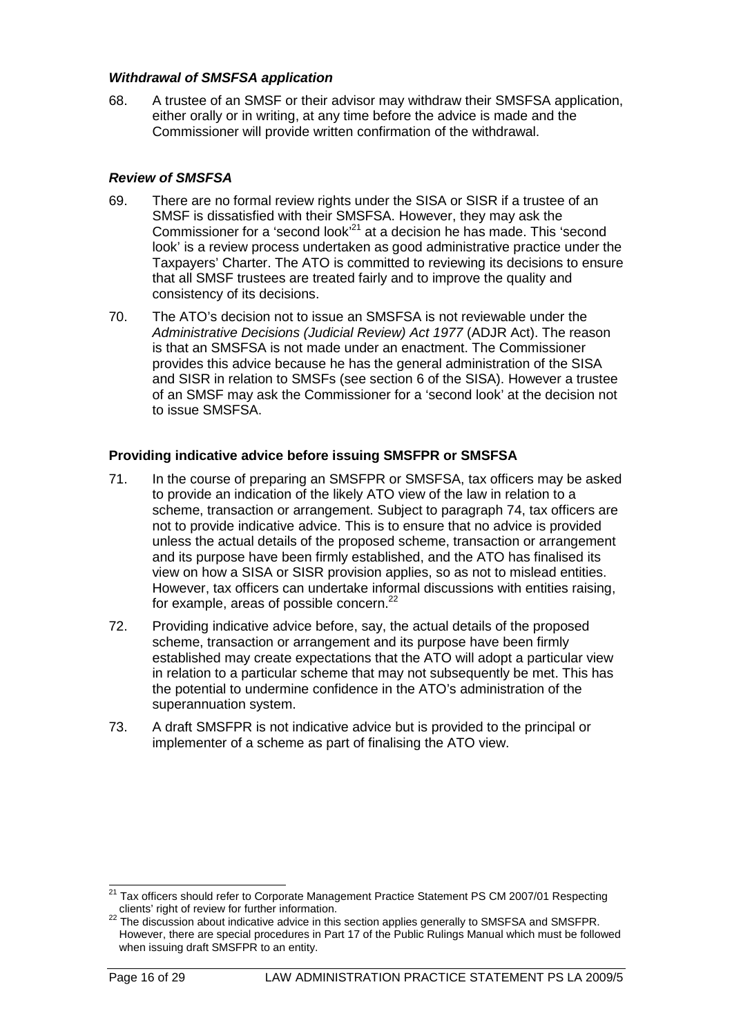### *Withdrawal of SMSFSA application*

68. A trustee of an SMSF or their advisor may withdraw their SMSFSA application, either orally or in writing, at any time before the advice is made and the Commissioner will provide written confirmation of the withdrawal.

### *Review of SMSFSA*

69. There are no formal review rights under the SISA or SISR if a trustee of an SMSF is dissatisfied with their SMSFSA. However, they may ask the Commissioner for a 'second look'[21] at a decision he has made. This 'second look' is a review process undertaken as good administrative practice under the Taxpayers' Charter. The ATO is committed to reviewing its decisions to ensure that all SMSF trustees are treated fairly and to improve the quality and consistency of its decisions.

70. The ATO's decision not to issue an SMSFSA is not reviewable under the *Administrative Decisions (Judicial Review) Act 1977* (ADJR Act). The reason is that an SMSFSA is not made under an enactment. The Commissioner provides this advice because he has the general administration of the SISA and SISR in relation to SMSFs (see section 6 of the SISA). However a trustee of an SMSF may ask the Commissioner for a 'second look' at the decision not to issue SMSFSA.

## Providing indicative advice before issuing SMSFPR or SMSFSA

71. In the course of preparing an SMSFPR or SMSFSA, tax officers may be asked to provide an indication of the likely ATO view of the law in relation to a scheme, transaction or arrangement. Subject to paragraph 74, tax officers are not to provide indicative advice. This is to ensure that no advice is provided unless the actual details of the proposed scheme, transaction or arrangement and its purpose have been firmly established, and the ATO has finalised its view on how a SISA or SISR provision applies, so as not to mislead entities. However, tax officers can undertake informal discussions with entities raising, for example, areas of possible concern.[22]

72. Providing indicative advice before, say, the actual details of the proposed scheme, transaction or arrangement and its purpose have been firmly established may create expectations that the ATO will adopt a particular view in relation to a particular scheme that may not subsequently be met. This has the potential to undermine confidence in the ATO's administration of the superannuation system.

73. A draft SMSFPR is not indicative advice but is provided to the principal or implementer of a scheme as part of finalising the ATO view.

---

[21] Tax officers should refer to Corporate Management Practice Statement PS CM 2007/01 Respecting clients' right of review for further information.

[22] The discussion about indicative advice in this section applies generally to SMSFSA and SMSFPR. However, there are special procedures in Part 17 of the Public Rulings Manual which must be followed when issuing draft SMSFPR to an entity.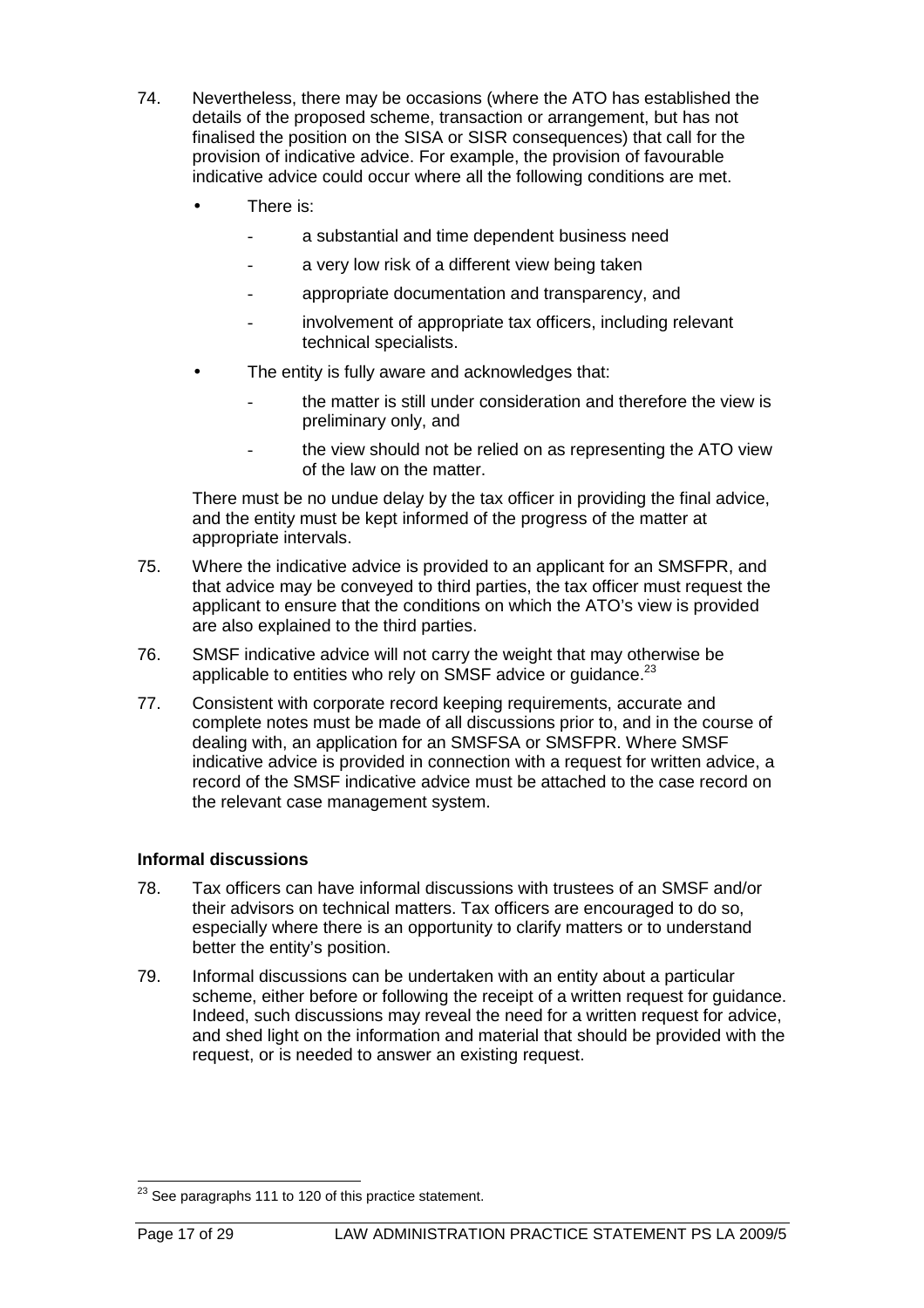74. Nevertheless, there may be occasions (where the ATO has established the details of the proposed scheme, transaction or arrangement, but has not finalised the position on the SISA or SISR consequences) that call for the provision of indicative advice. For example, the provision of favourable indicative advice could occur where all the following conditions are met.

- There is:
  - a substantial and time dependent business need
  - a very low risk of a different view being taken
  - appropriate documentation and transparency, and
  - involvement of appropriate tax officers, including relevant technical specialists.
- The entity is fully aware and acknowledges that:
  - the matter is still under consideration and therefore the view is preliminary only, and
  - the view should not be relied on as representing the ATO view of the law on the matter.

There must be no undue delay by the tax officer in providing the final advice, and the entity must be kept informed of the progress of the matter at appropriate intervals.

75. Where the indicative advice is provided to an applicant for an SMSFPR, and that advice may be conveyed to third parties, the tax officer must request the applicant to ensure that the conditions on which the ATO's view is provided are also explained to the third parties.

76. SMSF indicative advice will not carry the weight that may otherwise be applicable to entities who rely on SMSF advice or guidance.[23]

77. Consistent with corporate record keeping requirements, accurate and complete notes must be made of all discussions prior to, and in the course of dealing with, an application for an SMSFSA or SMSFPR. Where SMSF indicative advice is provided in connection with a request for written advice, a record of the SMSF indicative advice must be attached to the case record on the relevant case management system.

**Informal discussions**

78. Tax officers can have informal discussions with trustees of an SMSF and/or their advisors on technical matters. Tax officers are encouraged to do so, especially where there is an opportunity to clarify matters or to understand better the entity's position.

79. Informal discussions can be undertaken with an entity about a particular scheme, either before or following the receipt of a written request for guidance. Indeed, such discussions may reveal the need for a written request for advice, and shed light on the information and material that should be provided with the request, or is needed to answer an existing request.

---

[23] See paragraphs 111 to 120 of this practice statement.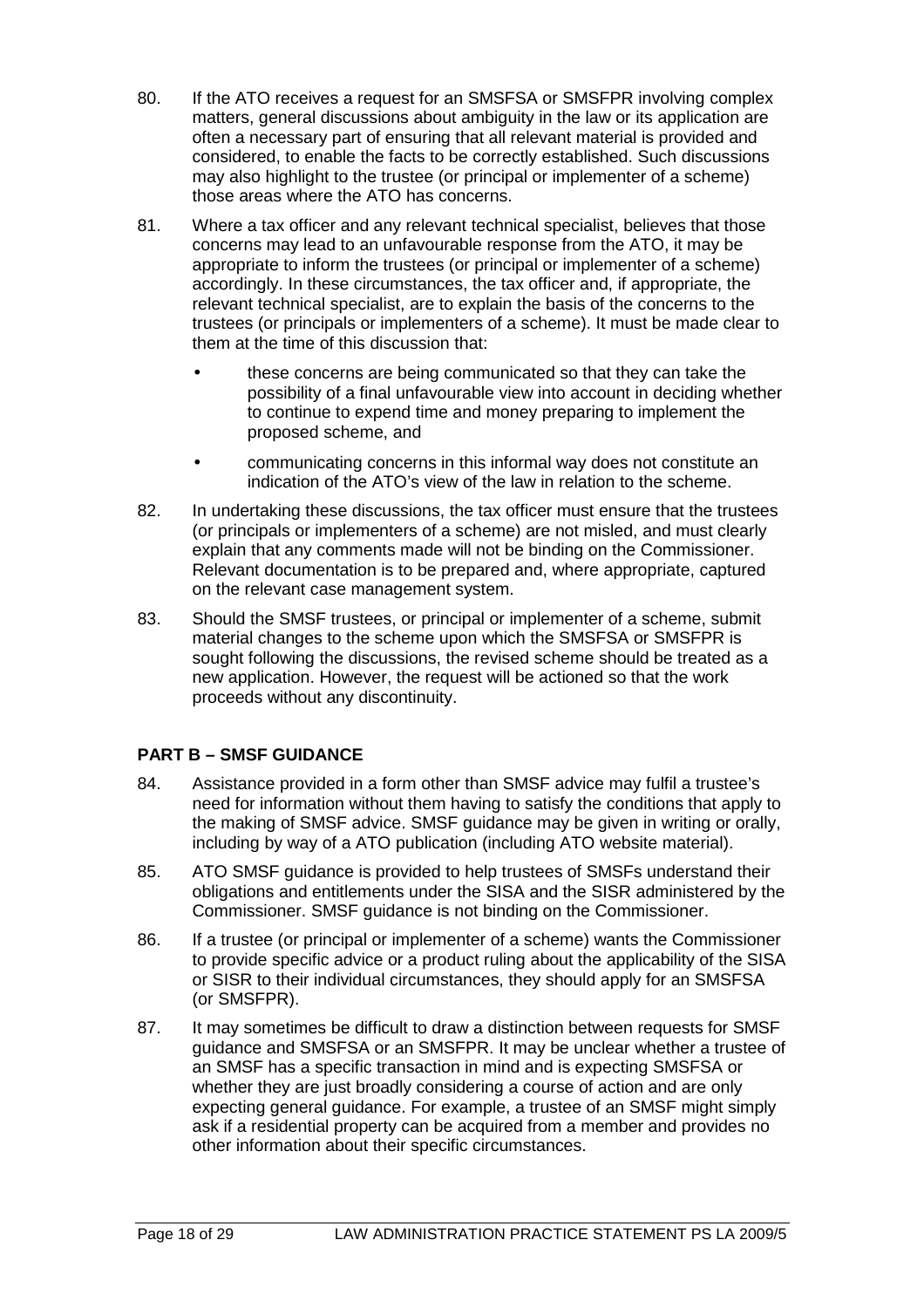80. If the ATO receives a request for an SMSFSA or SMSFPR involving complex matters, general discussions about ambiguity in the law or its application are often a necessary part of ensuring that all relevant material is provided and considered, to enable the facts to be correctly established. Such discussions may also highlight to the trustee (or principal or implementer of a scheme) those areas where the ATO has concerns.

81. Where a tax officer and any relevant technical specialist, believes that those concerns may lead to an unfavourable response from the ATO, it may be appropriate to inform the trustees (or principal or implementer of a scheme) accordingly. In these circumstances, the tax officer and, if appropriate, the relevant technical specialist, are to explain the basis of the concerns to the trustees (or principals or implementers of a scheme). It must be made clear to them at the time of this discussion that:

   - these concerns are being communicated so that they can take the possibility of a final unfavourable view into account in deciding whether to continue to expend time and money preparing to implement the proposed scheme, and
   - communicating concerns in this informal way does not constitute an indication of the ATO's view of the law in relation to the scheme.

82. In undertaking these discussions, the tax officer must ensure that the trustees (or principals or implementers of a scheme) are not misled, and must clearly explain that any comments made will not be binding on the Commissioner. Relevant documentation is to be prepared and, where appropriate, captured on the relevant case management system.

83. Should the SMSF trustees, or principal or implementer of a scheme, submit material changes to the scheme upon which the SMSFSA or SMSFPR is sought following the discussions, the revised scheme should be treated as a new application. However, the request will be actioned so that the work proceeds without any discontinuity.

## PART B – SMSF GUIDANCE

84. Assistance provided in a form other than SMSF advice may fulfil a trustee's need for information without them having to satisfy the conditions that apply to the making of SMSF advice. SMSF guidance may be given in writing or orally, including by way of a ATO publication (including ATO website material).

85. ATO SMSF guidance is provided to help trustees of SMSFs understand their obligations and entitlements under the SISA and the SISR administered by the Commissioner. SMSF guidance is not binding on the Commissioner.

86. If a trustee (or principal or implementer of a scheme) wants the Commissioner to provide specific advice or a product ruling about the applicability of the SISA or SISR to their individual circumstances, they should apply for an SMSFSA (or SMSFPR).

87. It may sometimes be difficult to draw a distinction between requests for SMSF guidance and SMSFSA or an SMSFPR. It may be unclear whether a trustee of an SMSF has a specific transaction in mind and is expecting SMSFSA or whether they are just broadly considering a course of action and are only expecting general guidance. For example, a trustee of an SMSF might simply ask if a residential property can be acquired from a member and provides no other information about their specific circumstances.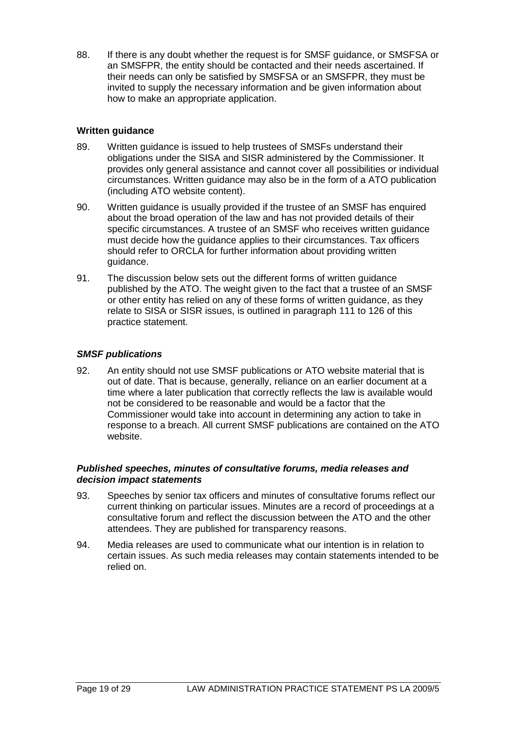88. If there is any doubt whether the request is for SMSF guidance, or SMSFSA or an SMSFPR, the entity should be contacted and their needs ascertained. If their needs can only be satisfied by SMSFSA or an SMSFPR, they must be invited to supply the necessary information and be given information about how to make an appropriate application.

### Written guidance

89. Written guidance is issued to help trustees of SMSFs understand their obligations under the SISA and SISR administered by the Commissioner. It provides only general assistance and cannot cover all possibilities or individual circumstances. Written guidance may also be in the form of a ATO publication (including ATO website content).

90. Written guidance is usually provided if the trustee of an SMSF has enquired about the broad operation of the law and has not provided details of their specific circumstances. A trustee of an SMSF who receives written guidance must decide how the guidance applies to their circumstances. Tax officers should refer to ORCLA for further information about providing written guidance.

91. The discussion below sets out the different forms of written guidance published by the ATO. The weight given to the fact that a trustee of an SMSF or other entity has relied on any of these forms of written guidance, as they relate to SISA or SISR issues, is outlined in paragraph 111 to 126 of this practice statement.

#### *SMSF publications*

92. An entity should not use SMSF publications or ATO website material that is out of date. That is because, generally, reliance on an earlier document at a time where a later publication that correctly reflects the law is available would not be considered to be reasonable and would be a factor that the Commissioner would take into account in determining any action to take in response to a breach. All current SMSF publications are contained on the ATO website.

#### *Published speeches, minutes of consultative forums, media releases and decision impact statements*

93. Speeches by senior tax officers and minutes of consultative forums reflect our current thinking on particular issues. Minutes are a record of proceedings at a consultative forum and reflect the discussion between the ATO and the other attendees. They are published for transparency reasons.

94. Media releases are used to communicate what our intention is in relation to certain issues. As such media releases may contain statements intended to be relied on.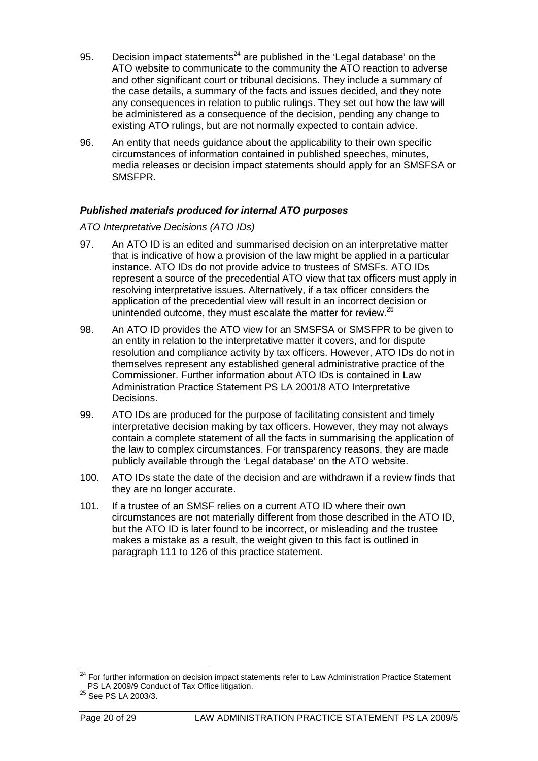95. Decision impact statements[24] are published in the 'Legal database' on the ATO website to communicate to the community the ATO reaction to adverse and other significant court or tribunal decisions. They include a summary of the case details, a summary of the facts and issues decided, and they note any consequences in relation to public rulings. They set out how the law will be administered as a consequence of the decision, pending any change to existing ATO rulings, but are not normally expected to contain advice.

96. An entity that needs guidance about the applicability to their own specific circumstances of information contained in published speeches, minutes, media releases or decision impact statements should apply for an SMSFSA or SMSFPR.

### *Published materials produced for internal ATO purposes*

*ATO Interpretative Decisions (ATO IDs)*

97. An ATO ID is an edited and summarised decision on an interpretative matter that is indicative of how a provision of the law might be applied in a particular instance. ATO IDs do not provide advice to trustees of SMSFs. ATO IDs represent a source of the precedential ATO view that tax officers must apply in resolving interpretative issues. Alternatively, if a tax officer considers the application of the precedential view will result in an incorrect decision or unintended outcome, they must escalate the matter for review.[25]

98. An ATO ID provides the ATO view for an SMSFSA or SMSFPR to be given to an entity in relation to the interpretative matter it covers, and for dispute resolution and compliance activity by tax officers. However, ATO IDs do not in themselves represent any established general administrative practice of the Commissioner. Further information about ATO IDs is contained in Law Administration Practice Statement PS LA 2001/8 ATO Interpretative Decisions.

99. ATO IDs are produced for the purpose of facilitating consistent and timely interpretative decision making by tax officers. However, they may not always contain a complete statement of all the facts in summarising the application of the law to complex circumstances. For transparency reasons, they are made publicly available through the 'Legal database' on the ATO website.

100. ATO IDs state the date of the decision and are withdrawn if a review finds that they are no longer accurate.

101. If a trustee of an SMSF relies on a current ATO ID where their own circumstances are not materially different from those described in the ATO ID, but the ATO ID is later found to be incorrect, or misleading and the trustee makes a mistake as a result, the weight given to this fact is outlined in paragraph 111 to 126 of this practice statement.

---

[24] For further information on decision impact statements refer to Law Administration Practice Statement PS LA 2009/9 Conduct of Tax Office litigation.

[25] See PS LA 2003/3.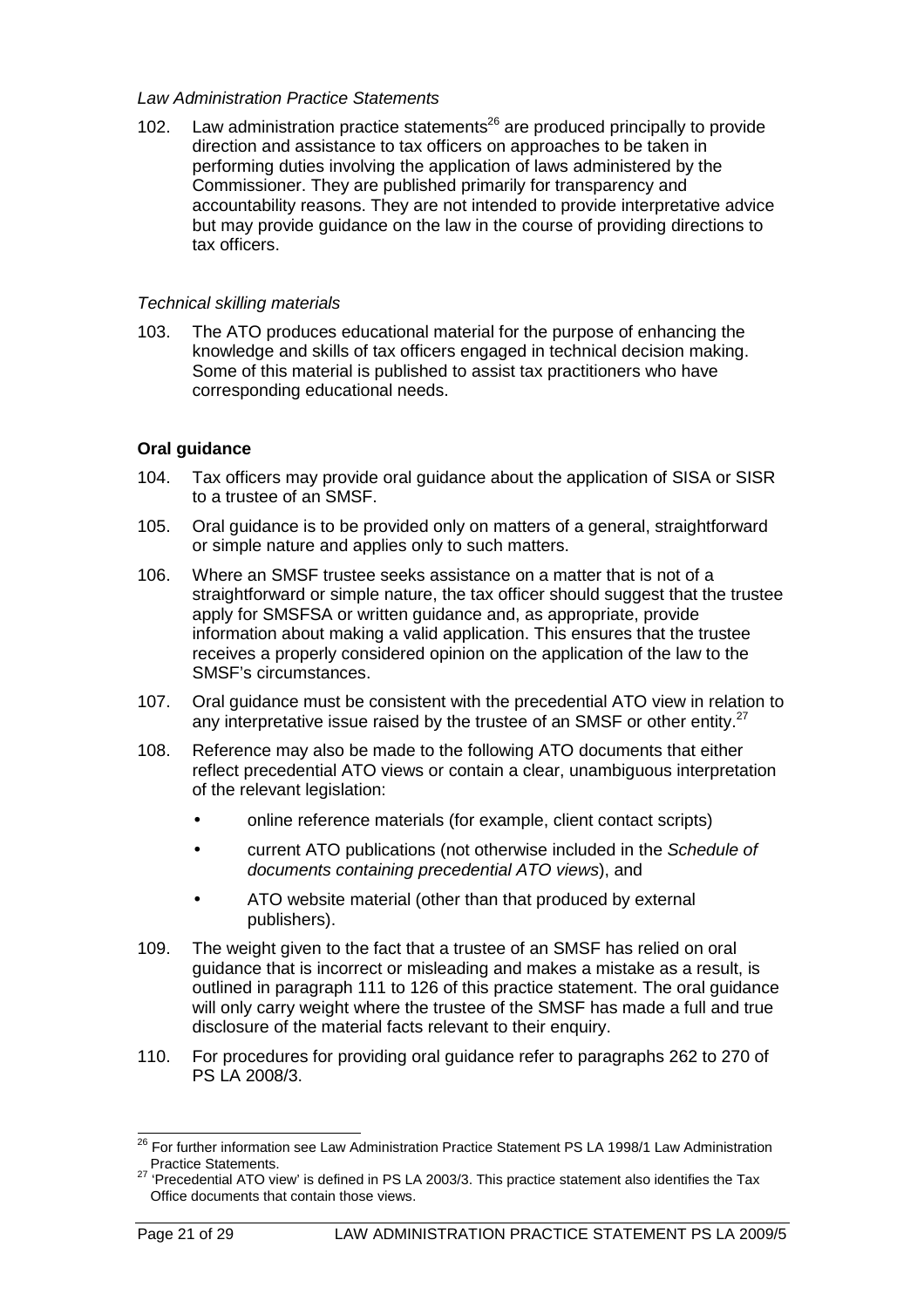*Law Administration Practice Statements*

102. Law administration practice statements[26] are produced principally to provide direction and assistance to tax officers on approaches to be taken in performing duties involving the application of laws administered by the Commissioner. They are published primarily for transparency and accountability reasons. They are not intended to provide interpretative advice but may provide guidance on the law in the course of providing directions to tax officers.

*Technical skilling materials*

103. The ATO produces educational material for the purpose of enhancing the knowledge and skills of tax officers engaged in technical decision making. Some of this material is published to assist tax practitioners who have corresponding educational needs.

**Oral guidance**

104. Tax officers may provide oral guidance about the application of SISA or SISR to a trustee of an SMSF.

105. Oral guidance is to be provided only on matters of a general, straightforward or simple nature and applies only to such matters.

106. Where an SMSF trustee seeks assistance on a matter that is not of a straightforward or simple nature, the tax officer should suggest that the trustee apply for SMSFSA or written guidance and, as appropriate, provide information about making a valid application. This ensures that the trustee receives a properly considered opinion on the application of the law to the SMSF's circumstances.

107. Oral guidance must be consistent with the precedential ATO view in relation to any interpretative issue raised by the trustee of an SMSF or other entity.[27]

108. Reference may also be made to the following ATO documents that either reflect precedential ATO views or contain a clear, unambiguous interpretation of the relevant legislation:

- online reference materials (for example, client contact scripts)
- current ATO publications (not otherwise included in the *Schedule of documents containing precedential ATO views*), and
- ATO website material (other than that produced by external publishers).

109. The weight given to the fact that a trustee of an SMSF has relied on oral guidance that is incorrect or misleading and makes a mistake as a result, is outlined in paragraph 111 to 126 of this practice statement. The oral guidance will only carry weight where the trustee of the SMSF has made a full and true disclosure of the material facts relevant to their enquiry.

110. For procedures for providing oral guidance refer to paragraphs 262 to 270 of PS LA 2008/3.

---

[26] For further information see Law Administration Practice Statement PS LA 1998/1 Law Administration Practice Statements.

[27] 'Precedential ATO view' is defined in PS LA 2003/3. This practice statement also identifies the Tax Office documents that contain those views.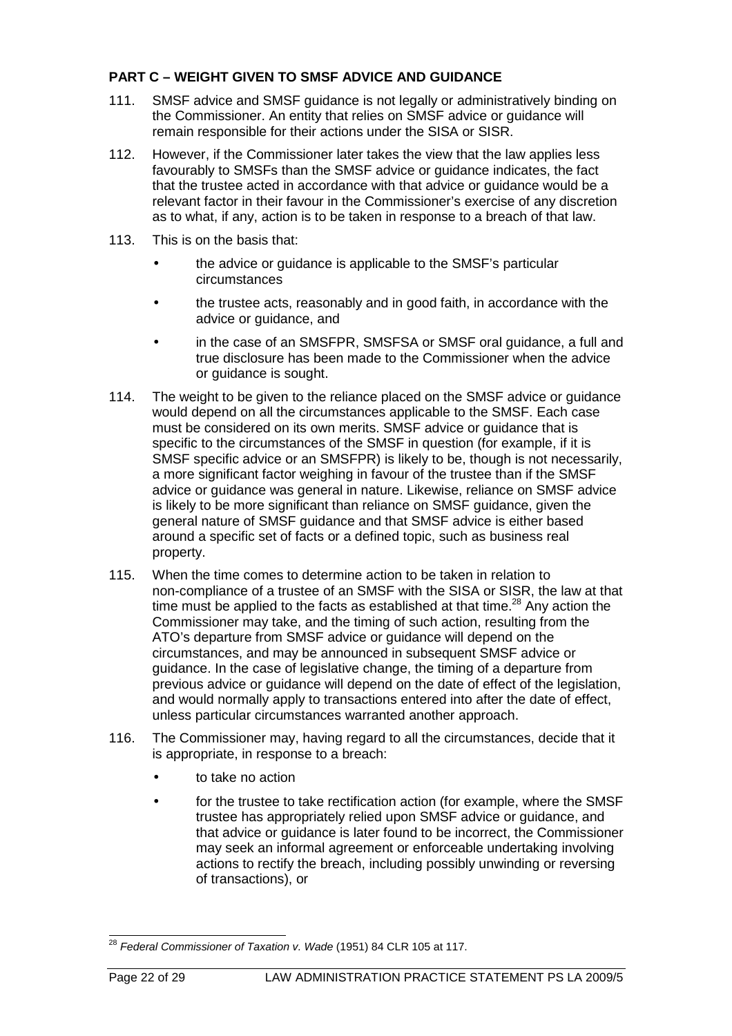## PART C – WEIGHT GIVEN TO SMSF ADVICE AND GUIDANCE

111. SMSF advice and SMSF guidance is not legally or administratively binding on the Commissioner. An entity that relies on SMSF advice or guidance will remain responsible for their actions under the SISA or SISR.

112. However, if the Commissioner later takes the view that the law applies less favourably to SMSFs than the SMSF advice or guidance indicates, the fact that the trustee acted in accordance with that advice or guidance would be a relevant factor in their favour in the Commissioner's exercise of any discretion as to what, if any, action is to be taken in response to a breach of that law.

113. This is on the basis that:

- the advice or guidance is applicable to the SMSF's particular circumstances
- the trustee acts, reasonably and in good faith, in accordance with the advice or guidance, and
- in the case of an SMSFPR, SMSFSA or SMSF oral guidance, a full and true disclosure has been made to the Commissioner when the advice or guidance is sought.

114. The weight to be given to the reliance placed on the SMSF advice or guidance would depend on all the circumstances applicable to the SMSF. Each case must be considered on its own merits. SMSF advice or guidance that is specific to the circumstances of the SMSF in question (for example, if it is SMSF specific advice or an SMSFPR) is likely to be, though is not necessarily, a more significant factor weighing in favour of the trustee than if the SMSF advice or guidance was general in nature. Likewise, reliance on SMSF advice is likely to be more significant than reliance on SMSF guidance, given the general nature of SMSF guidance and that SMSF advice is either based around a specific set of facts or a defined topic, such as business real property.

115. When the time comes to determine action to be taken in relation to non-compliance of a trustee of an SMSF with the SISA or SISR, the law at that time must be applied to the facts as established at that time.[28] Any action the Commissioner may take, and the timing of such action, resulting from the ATO's departure from SMSF advice or guidance will depend on the circumstances, and may be announced in subsequent SMSF advice or guidance. In the case of legislative change, the timing of a departure from previous advice or guidance will depend on the date of effect of the legislation, and would normally apply to transactions entered into after the date of effect, unless particular circumstances warranted another approach.

116. The Commissioner may, having regard to all the circumstances, decide that it is appropriate, in response to a breach:

- to take no action
- for the trustee to take rectification action (for example, where the SMSF trustee has appropriately relied upon SMSF advice or guidance, and that advice or guidance is later found to be incorrect, the Commissioner may seek an informal agreement or enforceable undertaking involving actions to rectify the breach, including possibly unwinding or reversing of transactions), or

---

[28] *Federal Commissioner of Taxation v. Wade* (1951) 84 CLR 105 at 117.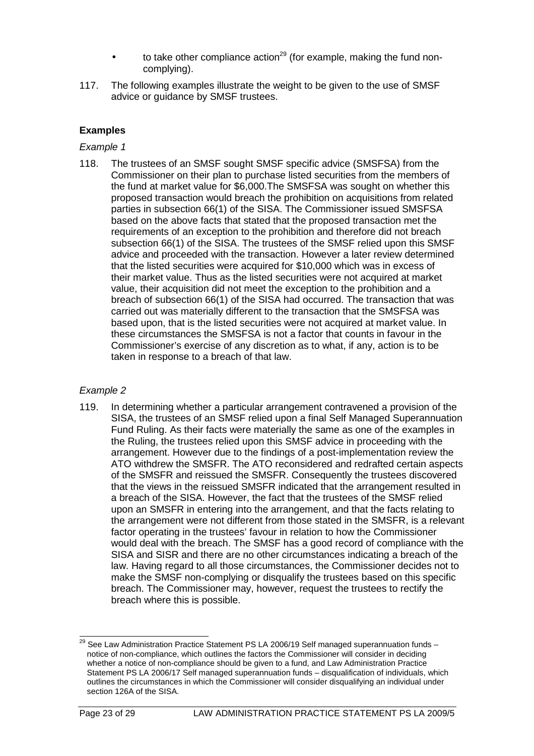- to take other compliance action[29] (for example, making the fund non-complying).

117. The following examples illustrate the weight to be given to the use of SMSF advice or guidance by SMSF trustees.

**Examples**

*Example 1*

118. The trustees of an SMSF sought SMSF specific advice (SMSFSA) from the Commissioner on their plan to purchase listed securities from the members of the fund at market value for $6,000.The SMSFSA was sought on whether this proposed transaction would breach the prohibition on acquisitions from related parties in subsection 66(1) of the SISA. The Commissioner issued SMSFSA based on the above facts that stated that the proposed transaction met the requirements of an exception to the prohibition and therefore did not breach subsection 66(1) of the SISA. The trustees of the SMSF relied upon this SMSF advice and proceeded with the transaction. However a later review determined that the listed securities were acquired for $10,000 which was in excess of their market value. Thus as the listed securities were not acquired at market value, their acquisition did not meet the exception to the prohibition and a breach of subsection 66(1) of the SISA had occurred. The transaction that was carried out was materially different to the transaction that the SMSFSA was based upon, that is the listed securities were not acquired at market value. In these circumstances the SMSFSA is not a factor that counts in favour in the Commissioner's exercise of any discretion as to what, if any, action is to be taken in response to a breach of that law.

*Example 2*

119. In determining whether a particular arrangement contravened a provision of the SISA, the trustees of an SMSF relied upon a final Self Managed Superannuation Fund Ruling. As their facts were materially the same as one of the examples in the Ruling, the trustees relied upon this SMSF advice in proceeding with the arrangement. However due to the findings of a post-implementation review the ATO withdrew the SMSFR. The ATO reconsidered and redrafted certain aspects of the SMSFR and reissued the SMSFR. Consequently the trustees discovered that the views in the reissued SMSFR indicated that the arrangement resulted in a breach of the SISA. However, the fact that the trustees of the SMSF relied upon an SMSFR in entering into the arrangement, and that the facts relating to the arrangement were not different from those stated in the SMSFR, is a relevant factor operating in the trustees' favour in relation to how the Commissioner would deal with the breach. The SMSF has a good record of compliance with the SISA and SISR and there are no other circumstances indicating a breach of the law. Having regard to all those circumstances, the Commissioner decides not to make the SMSF non-complying or disqualify the trustees based on this specific breach. The Commissioner may, however, request the trustees to rectify the breach where this is possible.

---

[29] See Law Administration Practice Statement PS LA 2006/19 Self managed superannuation funds – notice of non-compliance, which outlines the factors the Commissioner will consider in deciding whether a notice of non-compliance should be given to a fund, and Law Administration Practice Statement PS LA 2006/17 Self managed superannuation funds – disqualification of individuals, which outlines the circumstances in which the Commissioner will consider disqualifying an individual under section 126A of the SISA.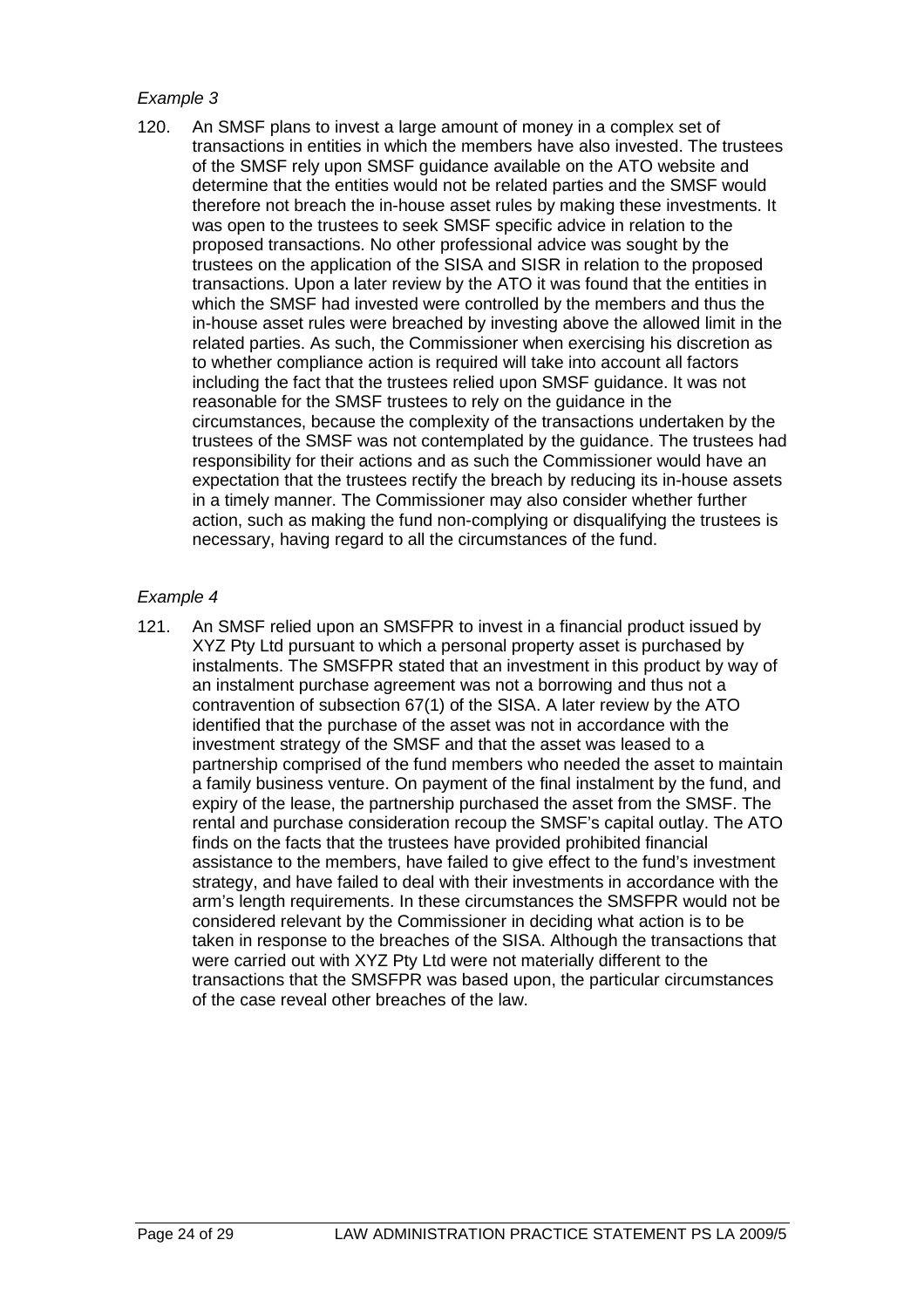*Example 3*

120. An SMSF plans to invest a large amount of money in a complex set of transactions in entities in which the members have also invested. The trustees of the SMSF rely upon SMSF guidance available on the ATO website and determine that the entities would not be related parties and the SMSF would therefore not breach the in-house asset rules by making these investments. It was open to the trustees to seek SMSF specific advice in relation to the proposed transactions. No other professional advice was sought by the trustees on the application of the SISA and SISR in relation to the proposed transactions. Upon a later review by the ATO it was found that the entities in which the SMSF had invested were controlled by the members and thus the in-house asset rules were breached by investing above the allowed limit in the related parties. As such, the Commissioner when exercising his discretion as to whether compliance action is required will take into account all factors including the fact that the trustees relied upon SMSF guidance. It was not reasonable for the SMSF trustees to rely on the guidance in the circumstances, because the complexity of the transactions undertaken by the trustees of the SMSF was not contemplated by the guidance. The trustees had responsibility for their actions and as such the Commissioner would have an expectation that the trustees rectify the breach by reducing its in-house assets in a timely manner. The Commissioner may also consider whether further action, such as making the fund non-complying or disqualifying the trustees is necessary, having regard to all the circumstances of the fund.

*Example 4*

121. An SMSF relied upon an SMSFPR to invest in a financial product issued by XYZ Pty Ltd pursuant to which a personal property asset is purchased by instalments. The SMSFPR stated that an investment in this product by way of an instalment purchase agreement was not a borrowing and thus not a contravention of subsection 67(1) of the SISA. A later review by the ATO identified that the purchase of the asset was not in accordance with the investment strategy of the SMSF and that the asset was leased to a partnership comprised of the fund members who needed the asset to maintain a family business venture. On payment of the final instalment by the fund, and expiry of the lease, the partnership purchased the asset from the SMSF. The rental and purchase consideration recoup the SMSF's capital outlay. The ATO finds on the facts that the trustees have provided prohibited financial assistance to the members, have failed to give effect to the fund's investment strategy, and have failed to deal with their investments in accordance with the arm's length requirements. In these circumstances the SMSFPR would not be considered relevant by the Commissioner in deciding what action is to be taken in response to the breaches of the SISA. Although the transactions that were carried out with XYZ Pty Ltd were not materially different to the transactions that the SMSFPR was based upon, the particular circumstances of the case reveal other breaches of the law.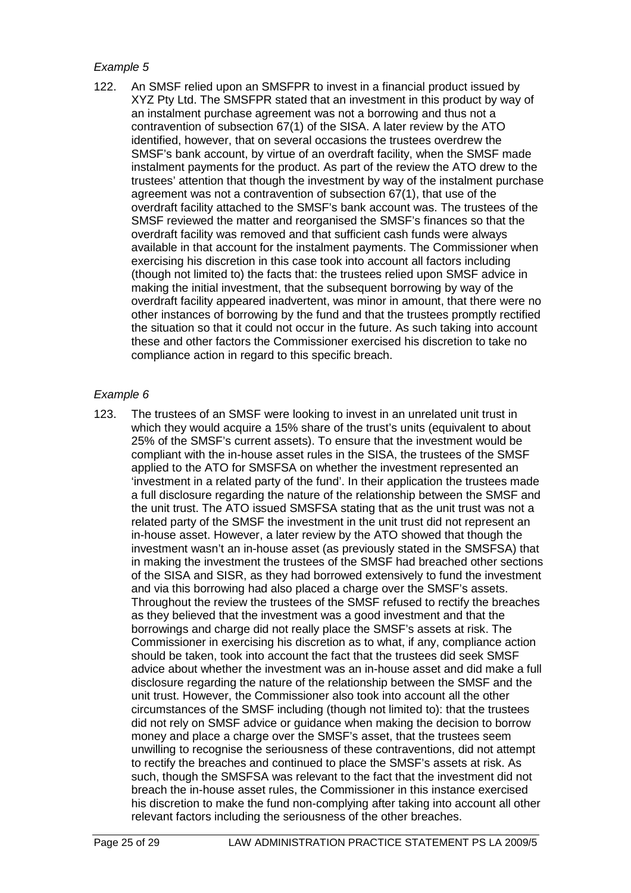*Example 5*

122. An SMSF relied upon an SMSFPR to invest in a financial product issued by XYZ Pty Ltd. The SMSFPR stated that an investment in this product by way of an instalment purchase agreement was not a borrowing and thus not a contravention of subsection 67(1) of the SISA. A later review by the ATO identified, however, that on several occasions the trustees overdrew the SMSF's bank account, by virtue of an overdraft facility, when the SMSF made instalment payments for the product. As part of the review the ATO drew to the trustees' attention that though the investment by way of the instalment purchase agreement was not a contravention of subsection 67(1), that use of the overdraft facility attached to the SMSF's bank account was. The trustees of the SMSF reviewed the matter and reorganised the SMSF's finances so that the overdraft facility was removed and that sufficient cash funds were always available in that account for the instalment payments. The Commissioner when exercising his discretion in this case took into account all factors including (though not limited to) the facts that: the trustees relied upon SMSF advice in making the initial investment, that the subsequent borrowing by way of the overdraft facility appeared inadvertent, was minor in amount, that there were no other instances of borrowing by the fund and that the trustees promptly rectified the situation so that it could not occur in the future. As such taking into account these and other factors the Commissioner exercised his discretion to take no compliance action in regard to this specific breach.

*Example 6*

123. The trustees of an SMSF were looking to invest in an unrelated unit trust in which they would acquire a 15% share of the trust's units (equivalent to about 25% of the SMSF's current assets). To ensure that the investment would be compliant with the in-house asset rules in the SISA, the trustees of the SMSF applied to the ATO for SMSFSA on whether the investment represented an 'investment in a related party of the fund'. In their application the trustees made a full disclosure regarding the nature of the relationship between the SMSF and the unit trust. The ATO issued SMSFSA stating that as the unit trust was not a related party of the SMSF the investment in the unit trust did not represent an in-house asset. However, a later review by the ATO showed that though the investment wasn't an in-house asset (as previously stated in the SMSFSA) that in making the investment the trustees of the SMSF had breached other sections of the SISA and SISR, as they had borrowed extensively to fund the investment and via this borrowing had also placed a charge over the SMSF's assets. Throughout the review the trustees of the SMSF refused to rectify the breaches as they believed that the investment was a good investment and that the borrowings and charge did not really place the SMSF's assets at risk. The Commissioner in exercising his discretion as to what, if any, compliance action should be taken, took into account the fact that the trustees did seek SMSF advice about whether the investment was an in-house asset and did make a full disclosure regarding the nature of the relationship between the SMSF and the unit trust. However, the Commissioner also took into account all the other circumstances of the SMSF including (though not limited to): that the trustees did not rely on SMSF advice or guidance when making the decision to borrow money and place a charge over the SMSF's asset, that the trustees seem unwilling to recognise the seriousness of these contraventions, did not attempt to rectify the breaches and continued to place the SMSF's assets at risk. As such, though the SMSFSA was relevant to the fact that the investment did not breach the in-house asset rules, the Commissioner in this instance exercised his discretion to make the fund non-complying after taking into account all other relevant factors including the seriousness of the other breaches.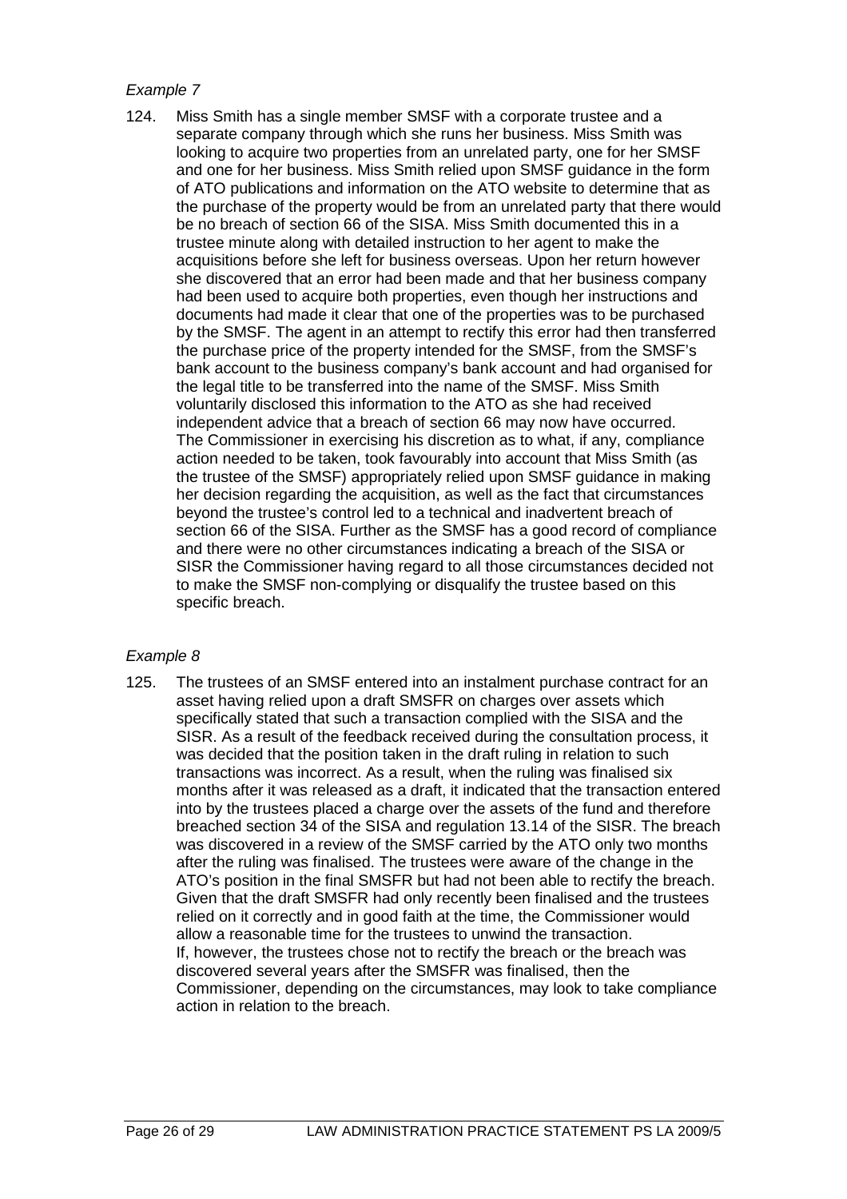*Example 7*

124. Miss Smith has a single member SMSF with a corporate trustee and a separate company through which she runs her business. Miss Smith was looking to acquire two properties from an unrelated party, one for her SMSF and one for her business. Miss Smith relied upon SMSF guidance in the form of ATO publications and information on the ATO website to determine that as the purchase of the property would be from an unrelated party that there would be no breach of section 66 of the SISA. Miss Smith documented this in a trustee minute along with detailed instruction to her agent to make the acquisitions before she left for business overseas. Upon her return however she discovered that an error had been made and that her business company had been used to acquire both properties, even though her instructions and documents had made it clear that one of the properties was to be purchased by the SMSF. The agent in an attempt to rectify this error had then transferred the purchase price of the property intended for the SMSF, from the SMSF's bank account to the business company's bank account and had organised for the legal title to be transferred into the name of the SMSF. Miss Smith voluntarily disclosed this information to the ATO as she had received independent advice that a breach of section 66 may now have occurred. The Commissioner in exercising his discretion as to what, if any, compliance action needed to be taken, took favourably into account that Miss Smith (as the trustee of the SMSF) appropriately relied upon SMSF guidance in making her decision regarding the acquisition, as well as the fact that circumstances beyond the trustee's control led to a technical and inadvertent breach of section 66 of the SISA. Further as the SMSF has a good record of compliance and there were no other circumstances indicating a breach of the SISA or SISR the Commissioner having regard to all those circumstances decided not to make the SMSF non-complying or disqualify the trustee based on this specific breach.

*Example 8*

125. The trustees of an SMSF entered into an instalment purchase contract for an asset having relied upon a draft SMSFR on charges over assets which specifically stated that such a transaction complied with the SISA and the SISR. As a result of the feedback received during the consultation process, it was decided that the position taken in the draft ruling in relation to such transactions was incorrect. As a result, when the ruling was finalised six months after it was released as a draft, it indicated that the transaction entered into by the trustees placed a charge over the assets of the fund and therefore breached section 34 of the SISA and regulation 13.14 of the SISR. The breach was discovered in a review of the SMSF carried by the ATO only two months after the ruling was finalised. The trustees were aware of the change in the ATO's position in the final SMSFR but had not been able to rectify the breach. Given that the draft SMSFR had only recently been finalised and the trustees relied on it correctly and in good faith at the time, the Commissioner would allow a reasonable time for the trustees to unwind the transaction. If, however, the trustees chose not to rectify the breach or the breach was discovered several years after the SMSFR was finalised, then the Commissioner, depending on the circumstances, may look to take compliance action in relation to the breach.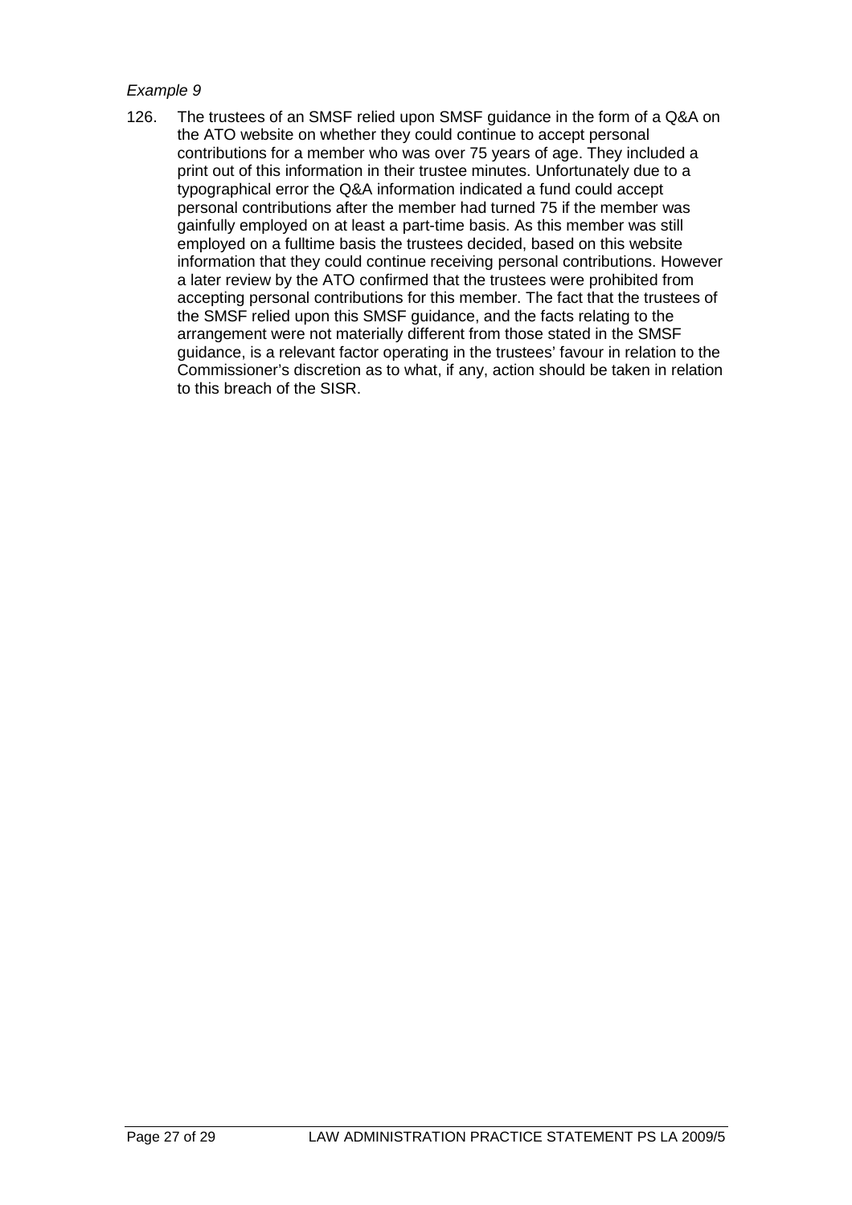*Example 9*

126. The trustees of an SMSF relied upon SMSF guidance in the form of a Q&A on the ATO website on whether they could continue to accept personal contributions for a member who was over 75 years of age. They included a print out of this information in their trustee minutes. Unfortunately due to a typographical error the Q&A information indicated a fund could accept personal contributions after the member had turned 75 if the member was gainfully employed on at least a part-time basis. As this member was still employed on a fulltime basis the trustees decided, based on this website information that they could continue receiving personal contributions. However a later review by the ATO confirmed that the trustees were prohibited from accepting personal contributions for this member. The fact that the trustees of the SMSF relied upon this SMSF guidance, and the facts relating to the arrangement were not materially different from those stated in the SMSF guidance, is a relevant factor operating in the trustees' favour in relation to the Commissioner's discretion as to what, if any, action should be taken in relation to this breach of the SISR.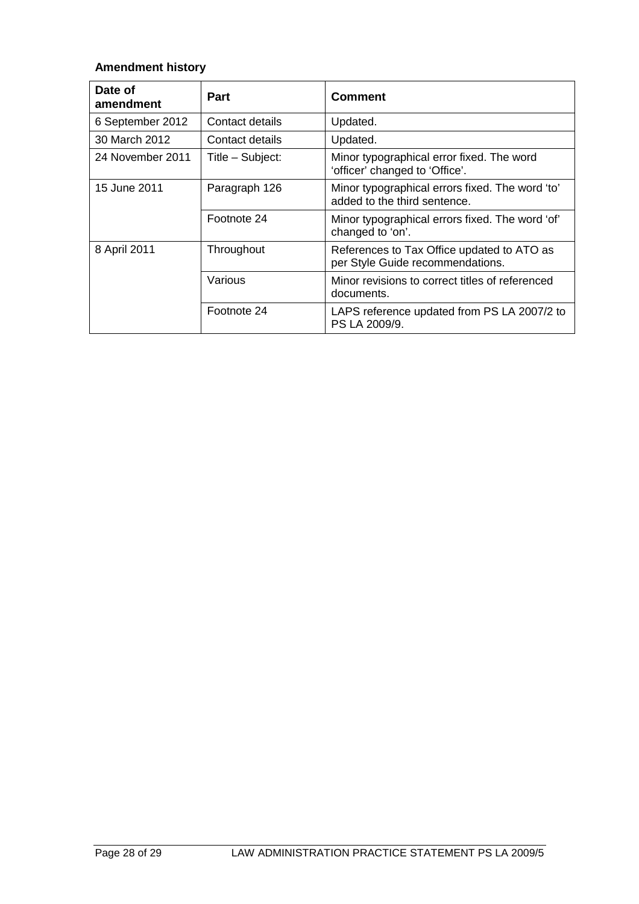**Amendment history**

| Date of amendment | Part | Comment |
|---|---|---|
| 6 September 2012 | Contact details | Updated. |
| 30 March 2012 | Contact details | Updated. |
| 24 November 2011 | Title – Subject: | Minor typographical error fixed. The word 'officer' changed to 'Office'. |
| 15 June 2011 | Paragraph 126 | Minor typographical errors fixed. The word 'to' added to the third sentence. |
| | Footnote 24 | Minor typographical errors fixed. The word 'of' changed to 'on'. |
| 8 April 2011 | Throughout | References to Tax Office updated to ATO as per Style Guide recommendations. |
| | Various | Minor revisions to correct titles of referenced documents. |
| | Footnote 24 | LAPS reference updated from PS LA 2007/2 to PS LA 2009/9. |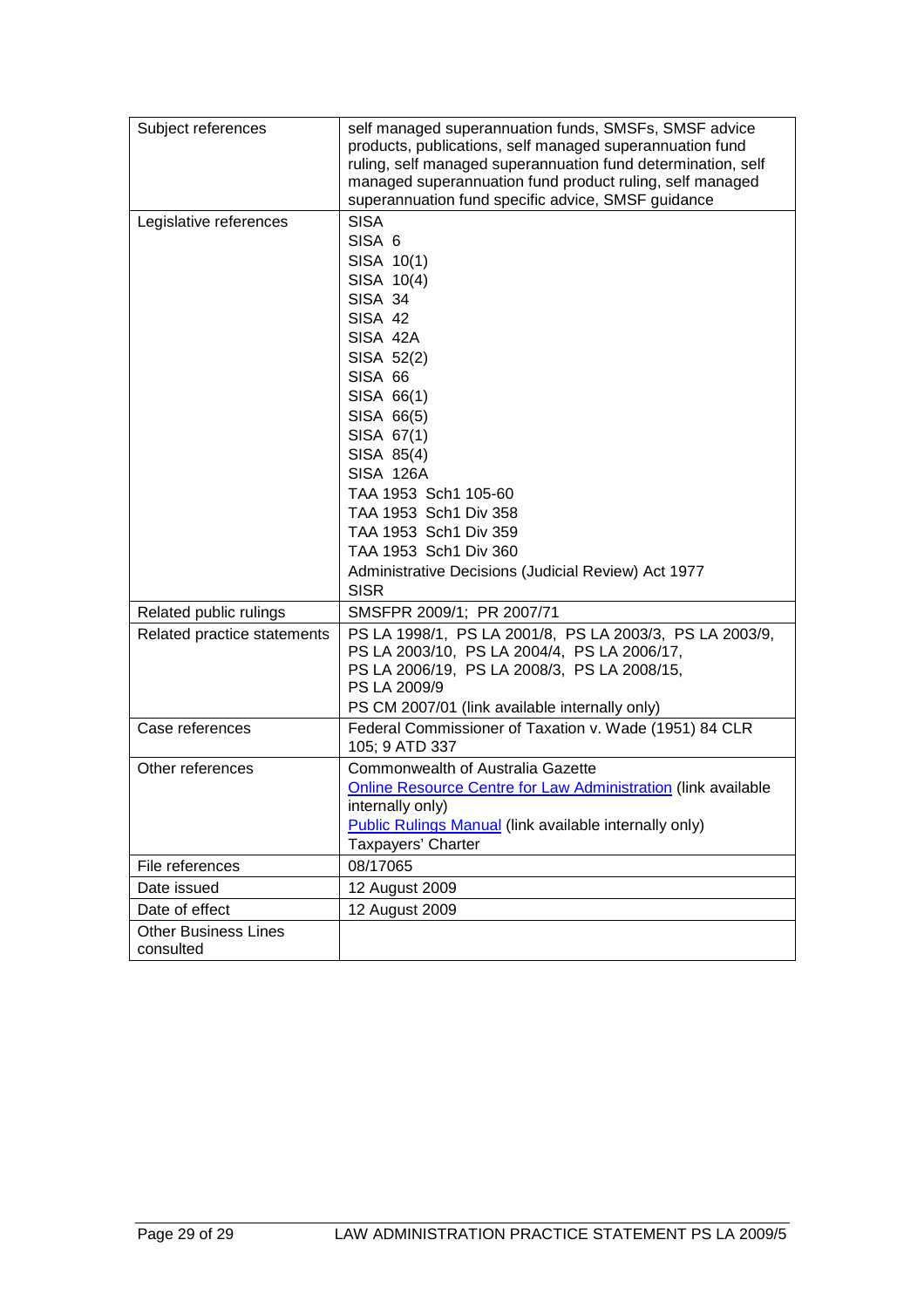| | |
|---|---|
| Subject references | self managed superannuation funds, SMSFs, SMSF advice products, publications, self managed superannuation fund ruling, self managed superannuation fund determination, self managed superannuation fund product ruling, self managed superannuation fund specific advice, SMSF guidance |
| Legislative references | SISA<br>SISA 6<br>SISA 10(1)<br>SISA 10(4)<br>SISA 34<br>SISA 42<br>SISA 42A<br>SISA 52(2)<br>SISA 66<br>SISA 66(1)<br>SISA 66(5)<br>SISA 67(1)<br>SISA 85(4)<br>SISA 126A<br>TAA 1953 Sch1 105-60<br>TAA 1953 Sch1 Div 358<br>TAA 1953 Sch1 Div 359<br>TAA 1953 Sch1 Div 360<br>Administrative Decisions (Judicial Review) Act 1977<br>SISR |
| Related public rulings | SMSFPR 2009/1; PR 2007/71 |
| Related practice statements | PS LA 1998/1, PS LA 2001/8, PS LA 2003/3, PS LA 2003/9, PS LA 2003/10, PS LA 2004/4, PS LA 2006/17, PS LA 2006/19, PS LA 2008/3, PS LA 2008/15, PS LA 2009/9<br>PS CM 2007/01 (link available internally only) |
| Case references | Federal Commissioner of Taxation v. Wade (1951) 84 CLR 105; 9 ATD 337 |
| Other references | Commonwealth of Australia Gazette<br>Online Resource Centre for Law Administration (link available internally only)<br>Public Rulings Manual (link available internally only)<br>Taxpayers' Charter |
| File references | 08/17065 |
| Date issued | 12 August 2009 |
| Date of effect | 12 August 2009 |
| Other Business Lines consulted | |